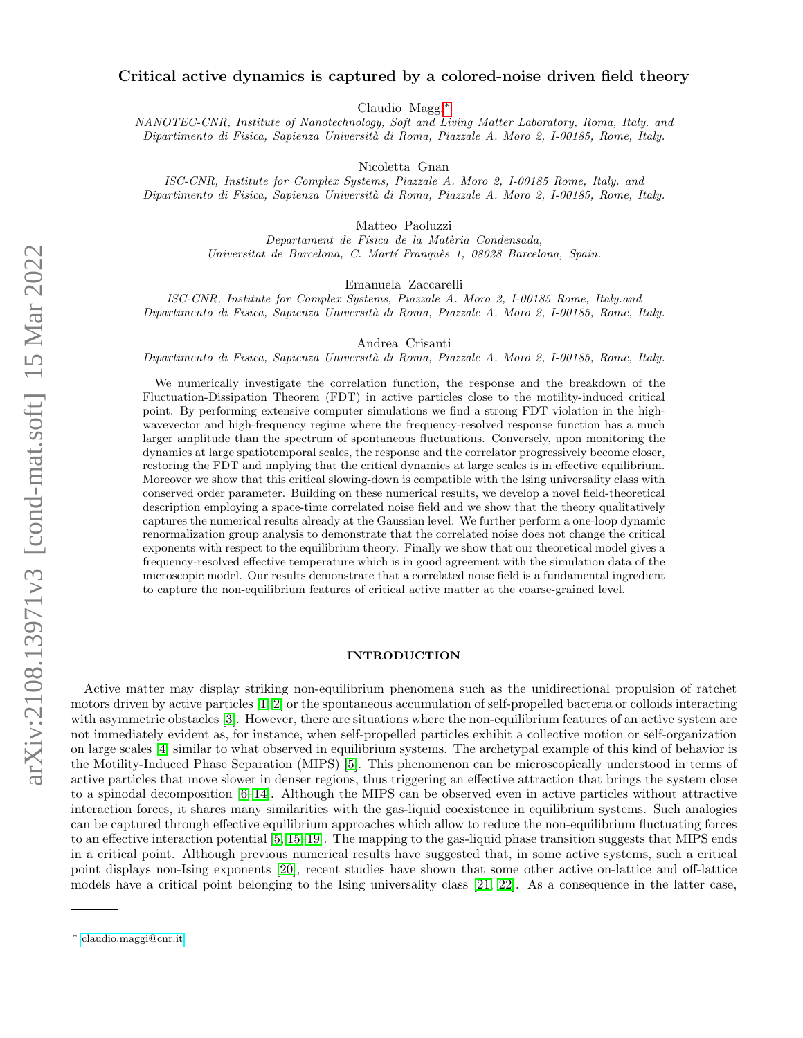# Critical active dynamics is captured by a colored-noise driven field theory

Claudio Maggi[*]

*NANOTEC-CNR, Institute of Nanotechnology, Soft and Living Matter Laboratory, Roma, Italy. and Dipartimento di Fisica, Sapienza Università di Roma, Piazzale A. Moro 2, I-00185, Rome, Italy.*

Nicoletta Gnan

*ISC-CNR, Institute for Complex Systems, Piazzale A. Moro 2, I-00185 Rome, Italy. and Dipartimento di Fisica, Sapienza Università di Roma, Piazzale A. Moro 2, I-00185, Rome, Italy.*

Matteo Paoluzzi

*Departament de Física de la Matèria Condensada, Universitat de Barcelona, C. Martí Franquès 1, 08028 Barcelona, Spain.*

Emanuela Zaccarelli

*ISC-CNR, Institute for Complex Systems, Piazzale A. Moro 2, I-00185 Rome, Italy.and Dipartimento di Fisica, Sapienza Università di Roma, Piazzale A. Moro 2, I-00185, Rome, Italy.*

Andrea Crisanti

*Dipartimento di Fisica, Sapienza Università di Roma, Piazzale A. Moro 2, I-00185, Rome, Italy.*

We numerically investigate the correlation function, the response and the breakdown of the Fluctuation-Dissipation Theorem (FDT) in active particles close to the motility-induced critical point. By performing extensive computer simulations we find a strong FDT violation in the high-wavevector and high-frequency regime where the frequency-resolved response function has a much larger amplitude than the spectrum of spontaneous fluctuations. Conversely, upon monitoring the dynamics at large spatiotemporal scales, the response and the correlator progressively become closer, restoring the FDT and implying that the critical dynamics at large scales is in effective equilibrium. Moreover we show that this critical slowing-down is compatible with the Ising universality class with conserved order parameter. Building on these numerical results, we develop a novel field-theoretical description employing a space-time correlated noise field and we show that the theory qualitatively captures the numerical results already at the Gaussian level. We further perform a one-loop dynamic renormalization group analysis to demonstrate that the correlated noise does not change the critical exponents with respect to the equilibrium theory. Finally we show that our theoretical model gives a frequency-resolved effective temperature which is in good agreement with the simulation data of the microscopic model. Our results demonstrate that a correlated noise field is a fundamental ingredient to capture the non-equilibrium features of critical active matter at the coarse-grained level.

## INTRODUCTION

Active matter may display striking non-equilibrium phenomena such as the unidirectional propulsion of ratchet motors driven by active particles [1, 2] or the spontaneous accumulation of self-propelled bacteria or colloids interacting with asymmetric obstacles [3]. However, there are situations where the non-equilibrium features of an active system are not immediately evident as, for instance, when self-propelled particles exhibit a collective motion or self-organization on large scales [4] similar to what observed in equilibrium systems. The archetypal example of this kind of behavior is the Motility-Induced Phase Separation (MIPS) [5]. This phenomenon can be microscopically understood in terms of active particles that move slower in denser regions, thus triggering an effective attraction that brings the system close to a spinodal decomposition [6–14]. Although the MIPS can be observed even in active particles without attractive interaction forces, it shares many similarities with the gas-liquid coexistence in equilibrium systems. Such analogies can be captured through effective equilibrium approaches which allow to reduce the non-equilibrium fluctuating forces to an effective interaction potential [5, 15–19]. The mapping to the gas-liquid phase transition suggests that MIPS ends in a critical point. Although previous numerical results have suggested that, in some active systems, such a critical point displays non-Ising exponents [20], recent studies have shown that some other active on-lattice and off-lattice models have a critical point belonging to the Ising universality class [21, 22]. As a consequence in the latter case,

[*] claudio.maggi@cnr.it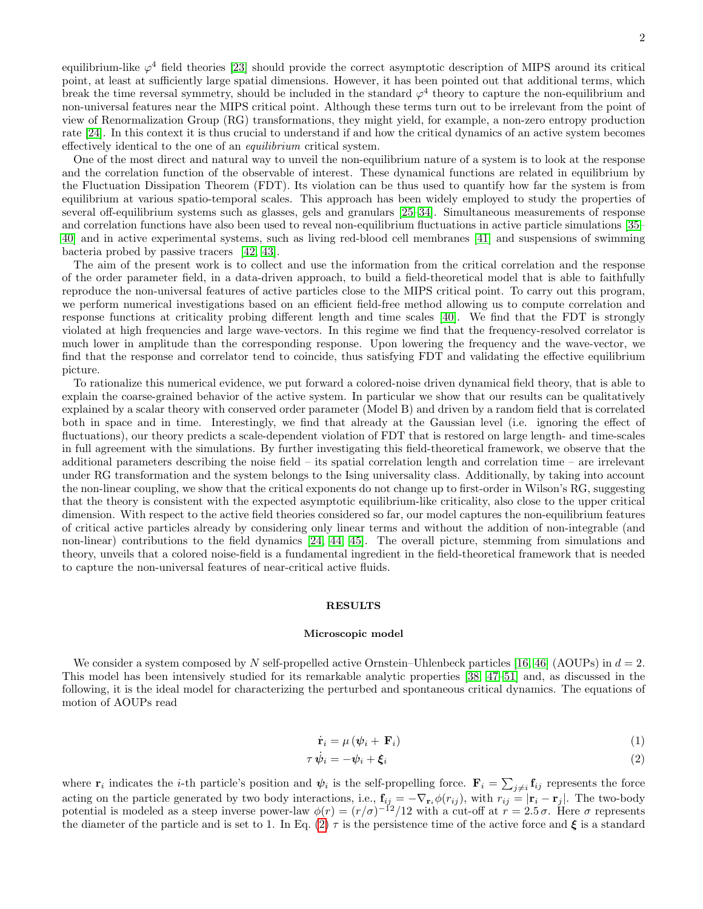equilibrium-like $\varphi^4$ field theories [23] should provide the correct asymptotic description of MIPS around its critical point, at least at sufficiently large spatial dimensions. However, it has been pointed out that additional terms, which break the time reversal symmetry, should be included in the standard $\varphi^4$ theory to capture the non-equilibrium and non-universal features near the MIPS critical point. Although these terms turn out to be irrelevant from the point of view of Renormalization Group (RG) transformations, they might yield, for example, a non-zero entropy production rate [24]. In this context it is thus crucial to understand if and how the critical dynamics of an active system becomes effectively identical to the one of an *equilibrium* critical system.

One of the most direct and natural way to unveil the non-equilibrium nature of a system is to look at the response and the correlation function of the observable of interest. These dynamical functions are related in equilibrium by the Fluctuation Dissipation Theorem (FDT). Its violation can be thus used to quantify how far the system is from equilibrium at various spatio-temporal scales. This approach has been widely employed to study the properties of several off-equilibrium systems such as glasses, gels and granulars [25–34]. Simultaneous measurements of response and correlation functions have also been used to reveal non-equilibrium fluctuations in active particle simulations [35–40] and in active experimental systems, such as living red-blood cell membranes [41] and suspensions of swimming bacteria probed by passive tracers [42, 43].

The aim of the present work is to collect and use the information from the critical correlation and the response of the order parameter field, in a data-driven approach, to build a field-theoretical model that is able to faithfully reproduce the non-universal features of active particles close to the MIPS critical point. To carry out this program, we perform numerical investigations based on an efficient field-free method allowing us to compute correlation and response functions at criticality probing different length and time scales [40]. We find that the FDT is strongly violated at high frequencies and large wave-vectors. In this regime we find that the frequency-resolved correlator is much lower in amplitude than the corresponding response. Upon lowering the frequency and the wave-vector, we find that the response and correlator tend to coincide, thus satisfying FDT and validating the effective equilibrium picture.

To rationalize this numerical evidence, we put forward a colored-noise driven dynamical field theory, that is able to explain the coarse-grained behavior of the active system. In particular we show that our results can be qualitatively explained by a scalar theory with conserved order parameter (Model B) and driven by a random field that is correlated both in space and in time. Interestingly, we find that already at the Gaussian level (i.e. ignoring the effect of fluctuations), our theory predicts a scale-dependent violation of FDT that is restored on large length- and time-scales in full agreement with the simulations. By further investigating this field-theoretical framework, we observe that the additional parameters describing the noise field – its spatial correlation length and correlation time – are irrelevant under RG transformation and the system belongs to the Ising universality class. Additionally, by taking into account the non-linear coupling, we show that the critical exponents do not change up to first-order in Wilson's RG, suggesting that the theory is consistent with the expected asymptotic equilibrium-like criticality, also close to the upper critical dimension. With respect to the active field theories considered so far, our model captures the non-equilibrium features of critical active particles already by considering only linear terms and without the addition of non-integrable (and non-linear) contributions to the field dynamics [24, 44, 45]. The overall picture, stemming from simulations and theory, unveils that a colored noise-field is a fundamental ingredient in the field-theoretical framework that is needed to capture the non-universal features of near-critical active fluids.

## RESULTS

### Microscopic model

We consider a system composed by $N$ self-propelled active Ornstein–Uhlenbeck particles [16, 46] (AOUPs) in $d = 2$. This model has been intensively studied for its remarkable analytic properties [38, 47–51] and, as discussed in the following, it is the ideal model for characterizing the perturbed and spontaneous critical dynamics. The equations of motion of AOUPs read

$$\dot{\mathbf{r}}_i = \mu \left( \boldsymbol{\psi}_i + \mathbf{F}_i \right) \tag{1}$$

$$\tau \, \dot{\boldsymbol{\psi}}_i = -\boldsymbol{\psi}_i + \boldsymbol{\xi}_i \tag{2}$$

where $\mathbf{r}_i$ indicates the $i$-th particle's position and $\boldsymbol{\psi}_i$ is the self-propelling force. $\mathbf{F}_i = \sum_{j \neq i} \mathbf{f}_{ij}$ represents the force acting on the particle generated by two body interactions, i.e., $\mathbf{f}_{ij} = -\nabla_{\mathbf{r}_i} \phi(r_{ij})$, with $r_{ij} = |\mathbf{r}_i - \mathbf{r}_j|$. The two-body potential is modeled as a steep inverse power-law $\phi(r) = (r/\sigma)^{-12}/12$ with a cut-off at $r = 2.5\,\sigma$. Here $\sigma$ represents the diameter of the particle and is set to 1. In Eq. (2) $\tau$ is the persistence time of the active force and $\boldsymbol{\xi}$ is a standard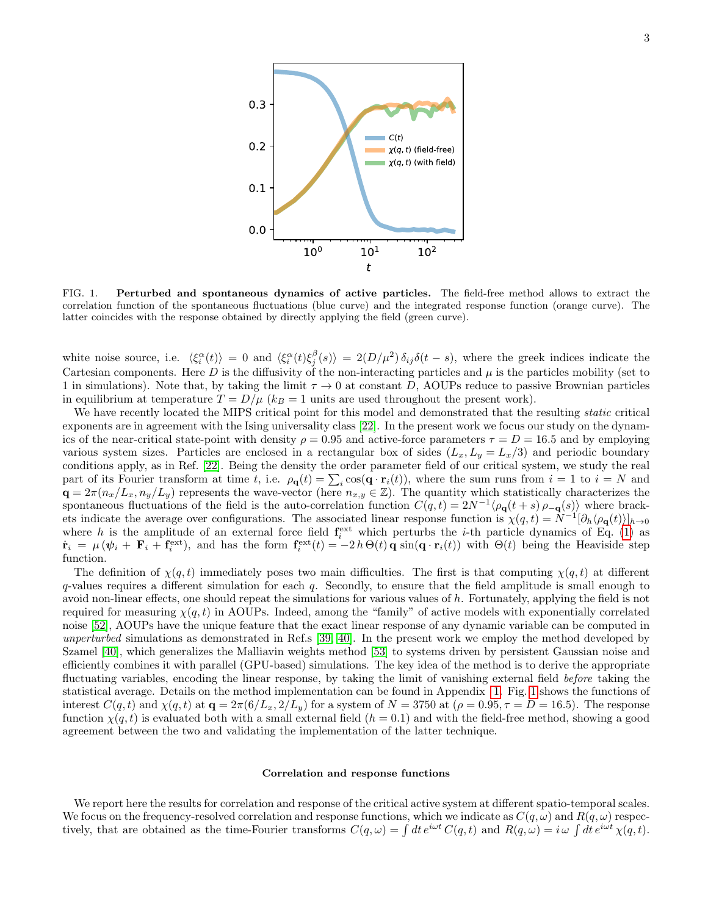0.3
0.2
0.1
0.0
$10^0$
$10^1$
$10^2$
$t$
$C(t)$
$\chi(q,t)$ (field-free)
$\chi(q,t)$ (with field)

FIG. 1. **Perturbed and spontaneous dynamics of active particles.** The field-free method allows to extract the correlation function of the spontaneous fluctuations (blue curve) and the integrated response function (orange curve). The latter coincides with the response obtained by directly applying the field (green curve).

white noise source, i.e. $\langle \xi_i^\alpha(t)\rangle = 0$ and $\langle \xi_i^\alpha(t)\xi_j^\beta(s)\rangle = 2(D/\mu^2)\,\delta_{ij}\delta(t-s)$, where the greek indices indicate the Cartesian components. Here $D$ is the diffusivity of the non-interacting particles and $\mu$ is the particles mobility (set to 1 in simulations). Note that, by taking the limit $\tau \to 0$ at constant $D$, AOUPs reduce to passive Brownian particles in equilibrium at temperature $T = D/\mu$ ($k_B = 1$ units are used throughout the present work).

We have recently located the MIPS critical point for this model and demonstrated that the resulting *static* critical exponents are in agreement with the Ising universality class [22]. In the present work we focus our study on the dynamics of the near-critical state-point with density $\rho = 0.95$ and active-force parameters $\tau = D = 16.5$ and by employing various system sizes. Particles are enclosed in a rectangular box of sides ($L_x, L_y = L_x/3$) and periodic boundary conditions apply, as in Ref. [22]. Being the density the order parameter field of our critical system, we study the real part of its Fourier transform at time $t$, i.e. $\rho_{\mathbf{q}}(t) = \sum_i \cos(\mathbf{q}\cdot\mathbf{r}_i(t))$, where the sum runs from $i = 1$ to $i = N$ and $\mathbf{q} = 2\pi(n_x/L_x, n_y/L_y)$ represents the wave-vector (here $n_{x,y} \in \mathbb{Z}$). The quantity which statistically characterizes the spontaneous fluctuations of the field is the auto-correlation function $C(q,t) = 2N^{-1}\langle \rho_{\mathbf{q}}(t+s)\,\rho_{-\mathbf{q}}(s)\rangle$ where brackets indicate the average over configurations. The associated linear response function is $\chi(q,t) = N^{-1}[\partial_h\langle\rho_{\mathbf{q}}(t)\rangle]_{h\to 0}$ where $h$ is the amplitude of an external force field $\mathbf{f}_i^{\rm ext}$ which perturbs the $i$-th particle dynamics of Eq. (1) as $\dot{\mathbf{r}}_i = \mu\,(\boldsymbol{\psi}_i + \mathbf{F}_i + \mathbf{f}_i^{\rm ext})$, and has the form $\mathbf{f}_i^{\rm ext}(t) = -2\,h\,\Theta(t)\,\mathbf{q}\,\sin(\mathbf{q}\cdot\mathbf{r}_i(t))$ with $\Theta(t)$ being the Heaviside step function.

The definition of $\chi(q,t)$ immediately poses two main difficulties. The first is that computing $\chi(q,t)$ at different $q$-values requires a different simulation for each $q$. Secondly, to ensure that the field amplitude is small enough to avoid non-linear effects, one should repeat the simulations for various values of $h$. Fortunately, applying the field is not required for measuring $\chi(q,t)$ in AOUPs. Indeed, among the "family" of active models with exponentially correlated noise [52], AOUPs have the unique feature that the exact linear response of any dynamic variable can be computed in *unperturbed* simulations as demonstrated in Ref.s [39, 40]. In the present work we employ the method developed by Szamel [40], which generalizes the Malliavin weights method [53] to systems driven by persistent Gaussian noise and efficiently combines it with parallel (GPU-based) simulations. The key idea of the method is to derive the appropriate fluctuating variables, encoding the linear response, by taking the limit of vanishing external field *before* taking the statistical average. Details on the method implementation can be found in Appendix 1. Fig. 1 shows the functions of interest $C(q,t)$ and $\chi(q,t)$ at $\mathbf{q} = 2\pi(6/L_x, 2/L_y)$ for a system of $N = 3750$ at ($\rho = 0.95, \tau = D = 16.5$). The response function $\chi(q,t)$ is evaluated both with a small external field ($h = 0.1$) and with the field-free method, showing a good agreement between the two and validating the implementation of the latter technique.

### Correlation and response functions

We report here the results for correlation and response of the critical active system at different spatio-temporal scales. We focus on the frequency-resolved correlation and response functions, which we indicate as $C(q,\omega)$ and $R(q,\omega)$ respectively, that are obtained as the time-Fourier transforms $C(q,\omega) = \int dt\, e^{i\omega t}\, C(q,t)$ and $R(q,\omega) = i\,\omega\,\int dt\, e^{i\omega t}\,\chi(q,t)$.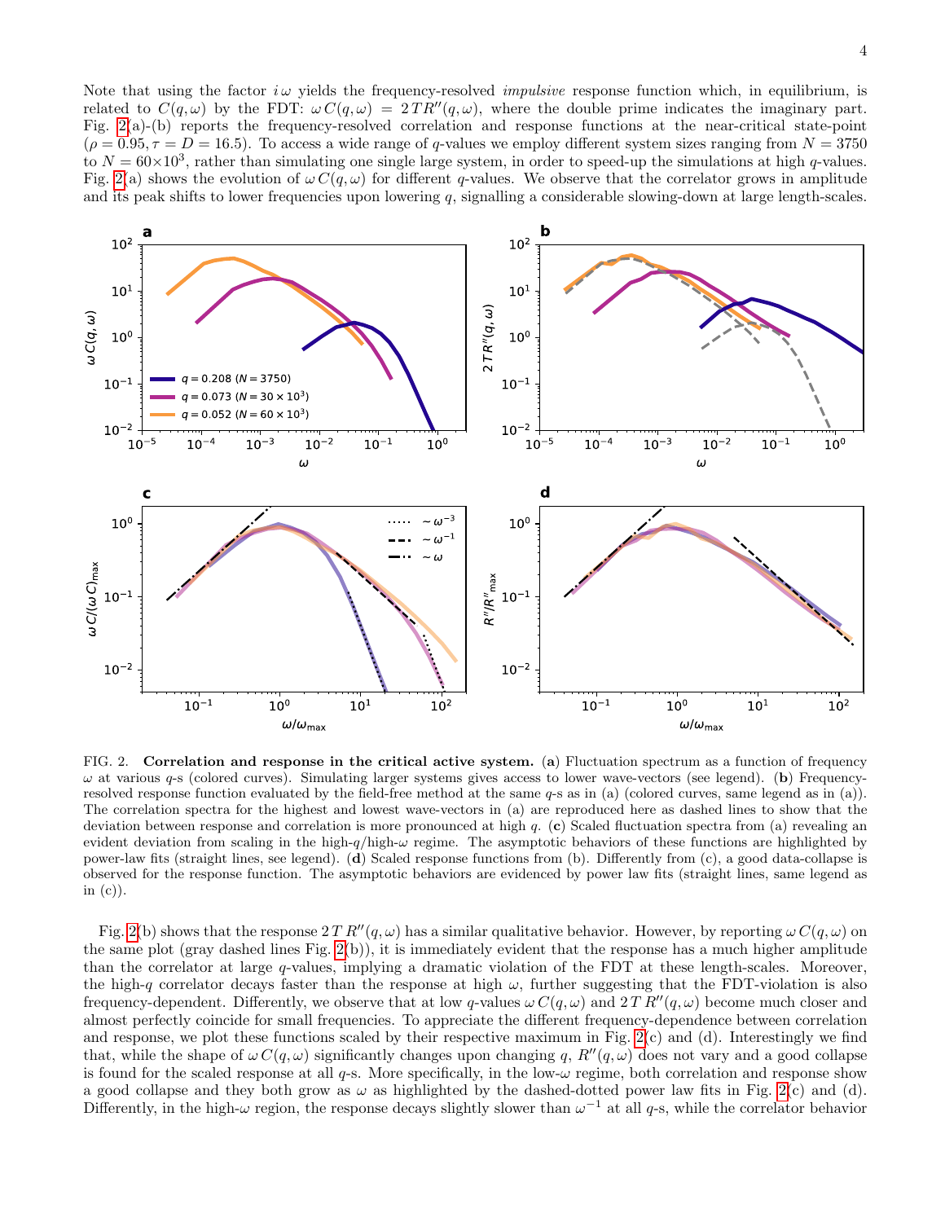Note that using the factor $i\omega$ yields the frequency-resolved *impulsive* response function which, in equilibrium, is related to $C(q,\omega)$ by the FDT: $\omega\, C(q,\omega) = 2\,T R''(q,\omega)$, where the double prime indicates the imaginary part. Fig. 2(a)-(b) reports the frequency-resolved correlation and response functions at the near-critical state-point ($\rho = 0.95, \tau = D = 16.5$). To access a wide range of $q$-values we employ different system sizes ranging from $N = 3750$ to $N = 60{\times}10^3$, rather than simulating one single large system, in order to speed-up the simulations at high $q$-values. Fig. 2(a) shows the evolution of $\omega\, C(q,\omega)$ for different $q$-values. We observe that the correlator grows in amplitude and its peak shifts to lower frequencies upon lowering $q$, signalling a considerable slowing-down at large length-scales.

a

$\omega\, C(q,\omega)$

$\omega$

$q = 0.208$ ($N = 3750$)

$q = 0.073$ ($N = 30 \times 10^3$)

$q = 0.052$ ($N = 60 \times 10^3$)

b

$2\,T R''(q,\omega)$

$\omega$

c

$\omega C/(\omega C)_{\max}$

$\omega/\omega_{\max}$

$\sim \omega^{-3}$

$\sim \omega^{-1}$

$\sim \omega$

d

$R''/R''_{\max}$

$\omega/\omega_{\max}$

FIG. 2. **Correlation and response in the critical active system.** (**a**) Fluctuation spectrum as a function of frequency $\omega$ at various $q$-s (colored curves). Simulating larger systems gives access to lower wave-vectors (see legend). (**b**) Frequency-resolved response function evaluated by the field-free method at the same $q$-s as in (a) (colored curves, same legend as in (a)). The correlation spectra for the highest and lowest wave-vectors in (a) are reproduced here as dashed lines to show that the deviation between response and correlation is more pronounced at high $q$. (**c**) Scaled fluctuation spectra from (a) revealing an evident deviation from scaling in the high-$q$/high-$\omega$ regime. The asymptotic behaviors of these functions are highlighted by power-law fits (straight lines, see legend). (**d**) Scaled response functions from (b). Differently from (c), a good data-collapse is observed for the response function. The asymptotic behaviors are evidenced by power law fits (straight lines, same legend as in (c)).

Fig. 2(b) shows that the response $2\,T\,R''(q,\omega)$ has a similar qualitative behavior. However, by reporting $\omega\, C(q,\omega)$ on the same plot (gray dashed lines Fig. 2(b)), it is immediately evident that the response has a much higher amplitude than the correlator at large $q$-values, implying a dramatic violation of the FDT at these length-scales. Moreover, the high-$q$ correlator decays faster than the response at high $\omega$, further suggesting that the FDT-violation is also frequency-dependent. Differently, we observe that at low $q$-values $\omega\, C(q,\omega)$ and $2\,T\,R''(q,\omega)$ become much closer and almost perfectly coincide for small frequencies. To appreciate the different frequency-dependence between correlation and response, we plot these functions scaled by their respective maximum in Fig. 2(c) and (d). Interestingly we find that, while the shape of $\omega\, C(q,\omega)$ significantly changes upon changing $q$, $R''(q,\omega)$ does not vary and a good collapse is found for the scaled response at all $q$-s. More specifically, in the low-$\omega$ regime, both correlation and response show a good collapse and they both grow as $\omega$ as highlighted by the dashed-dotted power law fits in Fig. 2(c) and (d). Differently, in the high-$\omega$ region, the response decays slightly slower than $\omega^{-1}$ at all $q$-s, while the correlator behavior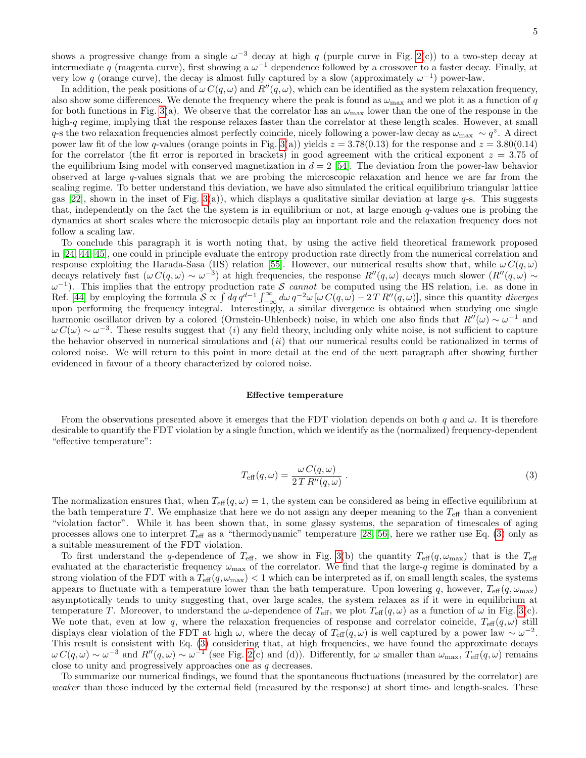shows a progressive change from a single $\omega^{-3}$ decay at high $q$ (purple curve in Fig. 2(c)) to a two-step decay at intermediate $q$ (magenta curve), first showing a $\omega^{-1}$ dependence followed by a crossover to a faster decay. Finally, at very low $q$ (orange curve), the decay is almost fully captured by a slow (approximately $\omega^{-1}$) power-law.

In addition, the peak positions of $\omega\, C(q,\omega)$ and $R''(q,\omega)$, which can be identified as the system relaxation frequency, also show some differences. We denote the frequency where the peak is found as $\omega_{\max}$ and we plot it as a function of $q$ for both functions in Fig. 3(a). We observe that the correlator has an $\omega_{\max}$ lower than the one of the response in the high-$q$ regime, implying that the response relaxes faster than the correlator at these length scales. However, at small $q$-s the two relaxation frequencies almost perfectly coincide, nicely following a power-law decay as $\omega_{\max} \sim q^z$. A direct power law fit of the low $q$-values (orange points in Fig. 3(a)) yields $z = 3.78(0.13)$ for the response and $z = 3.80(0.14)$ for the correlator (the fit error is reported in brackets) in good agreement with the critical exponent $z = 3.75$ of the equilibrium Ising model with conserved magnetization in $d = 2$ [54]. The deviation from the power-law behavior observed at large $q$-values signals that we are probing the microscopic relaxation and hence we are far from the scaling regime. To better understand this deviation, we have also simulated the critical equilibrium triangular lattice gas [22], shown in the inset of Fig. 3(a)), which displays a qualitative similar deviation at large $q$-s. This suggests that, independently on the fact the the system is in equilibrium or not, at large enough $q$-values one is probing the dynamics at short scales where the microsocpic details play an important role and the relaxation frequency does not follow a scaling law.

To conclude this paragraph it is worth noting that, by using the active field theoretical framework proposed in [24, 44, 45], one could in principle evaluate the entropy production rate directly from the numerical correlation and response exploiting the Harada-Sasa (HS) relation [55]. However, our numerical results show that, while $\omega\, C(q,\omega)$ decays relatively fast ($\omega\, C(q,\omega) \sim \omega^{-3}$) at high frequencies, the response $R''(q,\omega)$ decays much slower ($R''(q,\omega) \sim \omega^{-1}$). This implies that the entropy production rate $\mathcal{S}$ *cannot* be computed using the HS relation, i.e. as done in Ref. [44] by employing the formula $\mathcal{S} \propto \int dq\, q^{d-1} \int_{-\infty}^{\infty} d\omega\, q^{-2}\omega\, [\omega\, C(q,\omega) - 2\, T\, R''(q,\omega)]$, since this quantity *diverges* upon performing the frequency integral. Interestingly, a similar divergence is obtained when studying one single harmonic oscillator driven by a colored (Ornstein-Uhlenbeck) noise, in which one also finds that $R''(\omega) \sim \omega^{-1}$ and $\omega\, C(\omega) \sim \omega^{-3}$. These results suggest that (*i*) any field theory, including only white noise, is not sufficient to capture the behavior observed in numerical simulations and (*ii*) that our numerical results could be rationalized in terms of colored noise. We will return to this point in more detail at the end of the next paragraph after showing further evidenced in favour of a theory characterized by colored noise.

### Effective temperature

From the observations presented above it emerges that the FDT violation depends on both $q$ and $\omega$. It is therefore desirable to quantify the FDT violation by a single function, which we identify as the (normalized) frequency-dependent "effective temperature":

$$T_{\text{eff}}(q,\omega) = \frac{\omega\, C(q,\omega)}{2\, T\, R''(q,\omega)} \ . \tag{3}$$

The normalization ensures that, when $T_{\text{eff}}(q,\omega) = 1$, the system can be considered as being in effective equilibrium at the bath temperature $T$. We emphasize that here we do not assign any deeper meaning to the $T_{\text{eff}}$ than a convenient "violation factor". While it has been shown that, in some glassy systems, the separation of timescales of aging processes allows one to interpret $T_{\text{eff}}$ as a "thermodynamic" temperature [28, 56], here we rather use Eq. (3) only as a suitable measurement of the FDT violation.

To first understand the $q$-dependence of $T_{\text{eff}}$, we show in Fig. 3(b) the quantity $T_{\text{eff}}(q,\omega_{\max})$ that is the $T_{\text{eff}}$ evaluated at the characteristic frequency $\omega_{\max}$ of the correlator. We find that the large-$q$ regime is dominated by a strong violation of the FDT with a $T_{\text{eff}}(q,\omega_{\max}) < 1$ which can be interpreted as if, on small length scales, the systems appears to fluctuate with a temperature lower than the bath temperature. Upon lowering $q$, however, $T_{\text{eff}}(q,\omega_{\max})$ asymptotically tends to unity suggesting that, over large scales, the system relaxes as if it were in equilibrium at temperature $T$. Moreover, to understand the $\omega$-dependence of $T_{\text{eff}}$, we plot $T_{\text{eff}}(q,\omega)$ as a function of $\omega$ in Fig. 3(c). We note that, even at low $q$, where the relaxation frequencies of response and correlator coincide, $T_{\text{eff}}(q,\omega)$ still displays clear violation of the FDT at high $\omega$, where the decay of $T_{\text{eff}}(q,\omega)$ is well captured by a power law $\sim \omega^{-2}$. This result is consistent with Eq. (3) considering that, at high frequencies, we have found the approximate decays $\omega\, C(q,\omega) \sim \omega^{-3}$ and $R''(q,\omega) \sim \omega^{-1}$ (see Fig. 2(c) and (d)). Differently, for $\omega$ smaller than $\omega_{\max}$, $T_{\text{eff}}(q,\omega)$ remains close to unity and progressively approaches one as $q$ decreases.

To summarize our numerical findings, we found that the spontaneous fluctuations (measured by the correlator) are *weaker* than those induced by the external field (measured by the response) at short time- and length-scales. These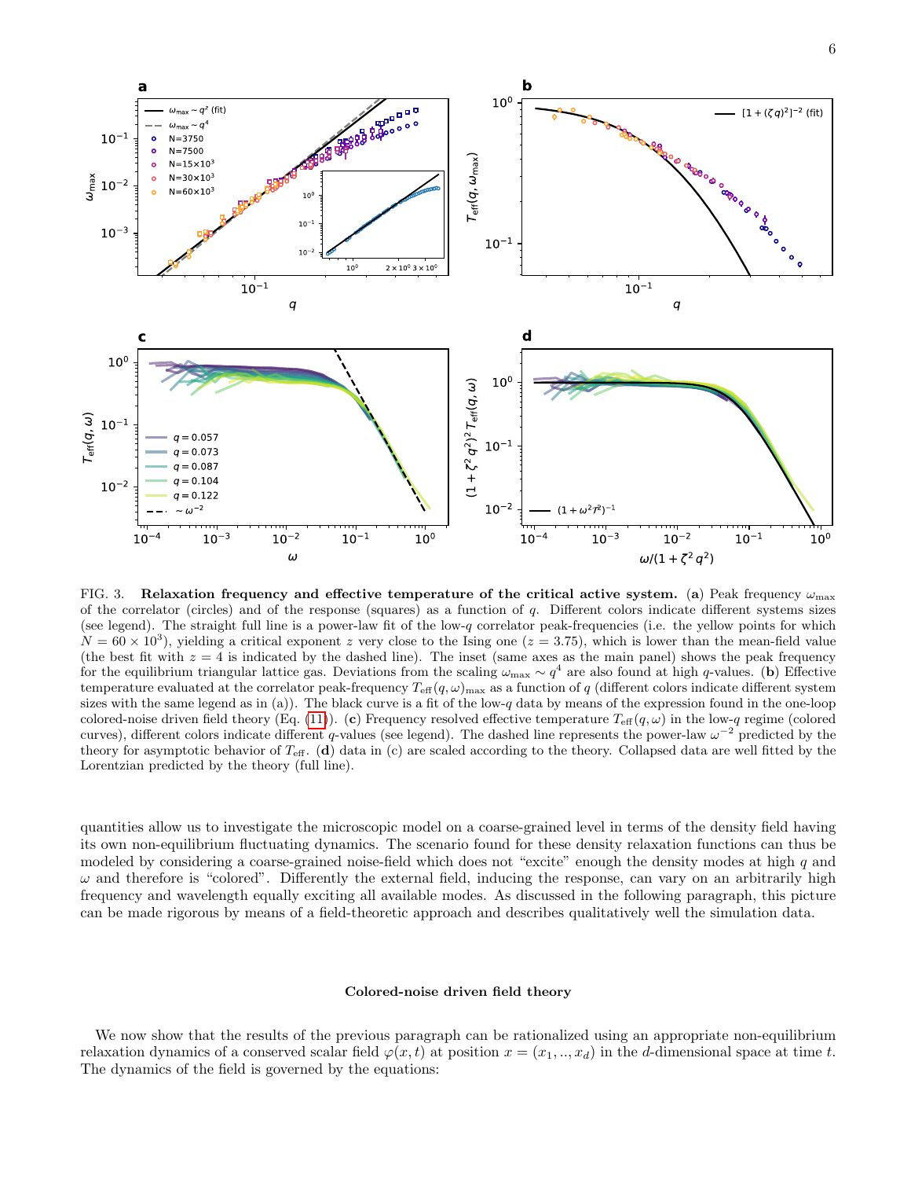a

$\omega_{\max} \sim q^z$ (fit)

$\omega_{\max} \sim q^4$

N=3750

N=7500

N=15×10³

N=30×10³

N=60×10³

$\omega_{\max}$

$q$

b

$[1 + (\zeta q)^2]^{-2}$ (fit)

$T_{\text{eff}}(q, \omega_{\max})$

$q$

c

$T_{\text{eff}}(q, \omega)$

$q = 0.057$

$q = 0.073$

$q = 0.087$

$q = 0.104$

$q = 0.122$

$\sim \omega^{-2}$

$\omega$

d

$(1 + \zeta^2 q^2)^2 T_{\text{eff}}(q, \omega)$

$(1 + \omega^2 \tilde{\tau}^2)^{-1}$

$\omega/(1 + \zeta^2 q^2)$

FIG. 3. **Relaxation frequency and effective temperature of the critical active system.** (**a**) Peak frequency $\omega_{\max}$ of the correlator (circles) and of the response (squares) as a function of $q$. Different colors indicate different systems sizes (see legend). The straight full line is a power-law fit of the low-$q$ correlator peak-frequencies (i.e. the yellow points for which $N = 60 \times 10^3$), yielding a critical exponent $z$ very close to the Ising one ($z = 3.75$), which is lower than the mean-field value (the best fit with $z = 4$ is indicated by the dashed line). The inset (same axes as the main panel) shows the peak frequency for the equilibrium triangular lattice gas. Deviations from the scaling $\omega_{\max} \sim q^4$ are also found at high $q$-values. (**b**) Effective temperature evaluated at the correlator peak-frequency $T_{\text{eff}}(q, \omega)_{\max}$ as a function of $q$ (different colors indicate different system sizes with the same legend as in (a)). The black curve is a fit of the low-$q$ data by means of the expression found in the one-loop colored-noise driven field theory (Eq. (11)). (**c**) Frequency resolved effective temperature $T_{\text{eff}}(q, \omega)$ in the low-$q$ regime (colored curves), different colors indicate different $q$-values (see legend). The dashed line represents the power-law $\omega^{-2}$ predicted by the theory for asymptotic behavior of $T_{\text{eff}}$. (**d**) data in (c) are scaled according to the theory. Collapsed data are well fitted by the Lorentzian predicted by the theory (full line).

quantities allow us to investigate the microscopic model on a coarse-grained level in terms of the density field having its own non-equilibrium fluctuating dynamics. The scenario found for these density relaxation functions can thus be modeled by considering a coarse-grained noise-field which does not "excite" enough the density modes at high $q$ and $\omega$ and therefore is "colored". Differently the external field, inducing the response, can vary on an arbitrarily high frequency and wavelength equally exciting all available modes. As discussed in the following paragraph, this picture can be made rigorous by means of a field-theoretic approach and describes qualitatively well the simulation data.

## Colored-noise driven field theory

We now show that the results of the previous paragraph can be rationalized using an appropriate non-equilibrium relaxation dynamics of a conserved scalar field $\varphi(x, t)$ at position $x = (x_1, .., x_d)$ in the $d$-dimensional space at time $t$. The dynamics of the field is governed by the equations: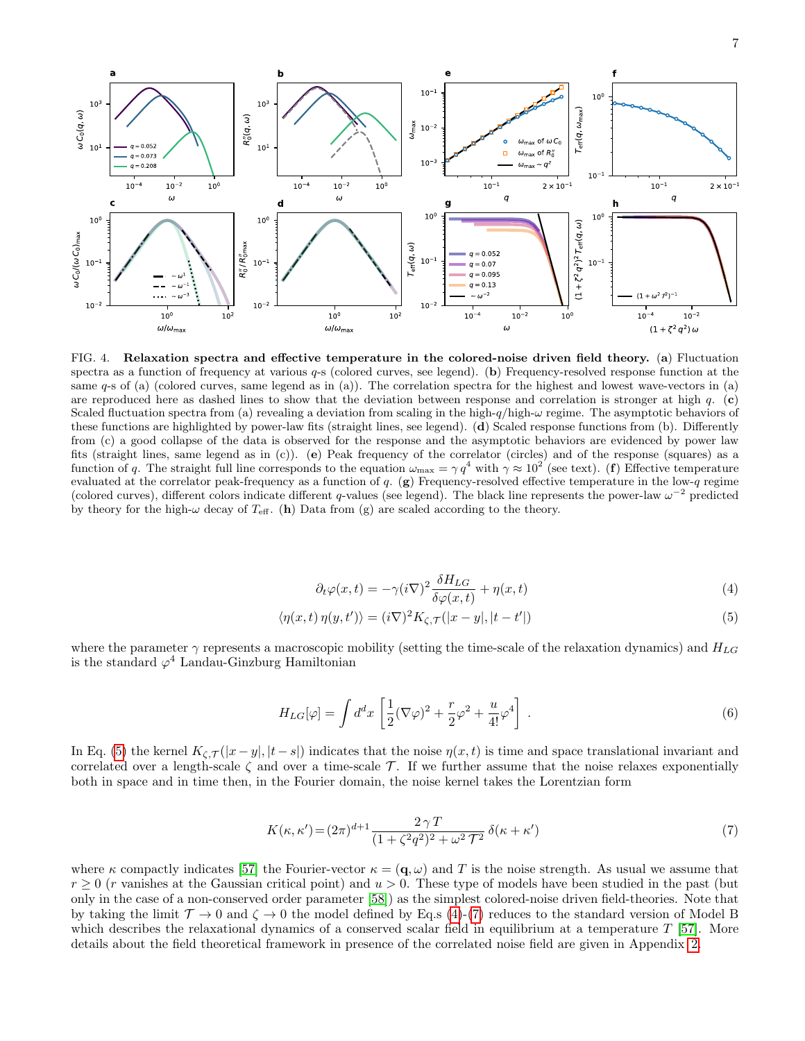a

$\omega C_0(q,\omega)$

$10^3$

$10^1$

$q = 0.052$

$q = 0.073$

$q = 0.208$

$10^{-4}$ $10^{-2}$ $10^0$

$\omega$

b

$R''_0(q,\omega)$

$10^3$

$10^1$

$10^{-4}$ $10^{-2}$ $10^0$

$\omega$

e

$\omega_{\max}$

$10^{-1}$

$10^{-2}$

$10^{-3}$

$\omega_{\max}$ of $\omega C_0$

$\omega_{\max}$ of $R''_0$

$\omega_{\max} \sim q^2$

$10^{-1}$ $2\times10^{-1}$

$q$

f

$T_{\rm eff}(q,\omega_{\max})$

$10^0$

$10^{-1}$

$10^{-1}$ $2\times10^{-1}$

$q$

c

$\omega C_0/(\omega C_0)_{\max}$

$10^0$

$10^{-1}$

$10^{-2}$

$\sim\omega^1$

$\sim\omega^{-1}$

$\sim\omega^{-3}$

$10^0$ $10^2$

$\omega/\omega_{\max}$

d

$R''_0/R''_{0\max}$

$10^0$

$10^{-1}$

$10^{-2}$

$10^0$ $10^2$

$\omega/\omega_{\max}$

g

$T_{\rm eff}(q,\omega)$

$10^0$

$10^{-1}$

$10^{-2}$

$q = 0.052$

$q = 0.07$

$q = 0.095$

$q = 0.13$

$\sim\omega^{-2}$

$10^{-4}$ $10^{-2}$ $10^0$

$\omega$

h

$(1+\zeta^2 q^2)^2\, T_{\rm eff}(q,\omega)$

$10^0$

$10^{-1}$

$(1+\omega^2\mathcal{T}^2)^{-1}$

$10^{-4}$ $10^{-2}$

$(1+\zeta^2 q^2)\,\omega$

FIG. 4. **Relaxation spectra and effective temperature in the colored-noise driven field theory.** (**a**) Fluctuation spectra as a function of frequency at various $q$-s (colored curves, see legend). (**b**) Frequency-resolved response function at the same $q$-s of (a) (colored curves, same legend as in (a)). The correlation spectra for the highest and lowest wave-vectors in (a) are reproduced here as dashed lines to show that the deviation between response and correlation is stronger at high $q$. (**c**) Scaled fluctuation spectra from (a) revealing a deviation from scaling in the high-$q$/high-$\omega$ regime. The asymptotic behaviors of these functions are highlighted by power-law fits (straight lines, see legend). (**d**) Scaled response functions from (b). Differently from (c) a good collapse of the data is observed for the response and the asymptotic behaviors are evidenced by power law fits (straight lines, same legend as in (c)). (**e**) Peak frequency of the correlator (circles) and of the response (squares) as a function of $q$. The straight full line corresponds to the equation $\omega_{\max} = \gamma\, q^4$ with $\gamma \approx 10^2$ (see text). (**f**) Effective temperature evaluated at the correlator peak-frequency as a function of $q$. (**g**) Frequency-resolved effective temperature in the low-$q$ regime (colored curves), different colors indicate different $q$-values (see legend). The black line represents the power-law $\omega^{-2}$ predicted by theory for the high-$\omega$ decay of $T_{\rm eff}$. (**h**) Data from (g) are scaled according to the theory.

$$\partial_t \varphi(x,t) = -\gamma (i\nabla)^2 \frac{\delta H_{LG}}{\delta \varphi(x,t)} + \eta(x,t) \tag{4}$$

$$\langle \eta(x,t)\, \eta(y,t')\rangle = (i\nabla)^2 K_{\zeta,\mathcal{T}}(|x-y|,|t-t'|) \tag{5}$$

where the parameter $\gamma$ represents a macroscopic mobility (setting the time-scale of the relaxation dynamics) and $H_{LG}$ is the standard $\varphi^4$ Landau-Ginzburg Hamiltonian

$$H_{LG}[\varphi] = \int d^d x \left[ \frac{1}{2}(\nabla\varphi)^2 + \frac{r}{2}\varphi^2 + \frac{u}{4!}\varphi^4 \right] . \tag{6}$$

In Eq. (5) the kernel $K_{\zeta,\mathcal{T}}(|x-y|,|t-s|)$ indicates that the noise $\eta(x,t)$ is time and space translational invariant and correlated over a length-scale $\zeta$ and over a time-scale $\mathcal{T}$. If we further assume that the noise relaxes exponentially both in space and in time then, in the Fourier domain, the noise kernel takes the Lorentzian form

$$K(\kappa,\kappa') = (2\pi)^{d+1} \frac{2\,\gamma\, T}{(1+\zeta^2 q^2)^2 + \omega^2\, \mathcal{T}^2}\, \delta(\kappa+\kappa') \tag{7}$$

where $\kappa$ compactly indicates [57] the Fourier-vector $\kappa = (\mathbf{q},\omega)$ and $T$ is the noise strength. As usual we assume that $r \geq 0$ ($r$ vanishes at the Gaussian critical point) and $u > 0$. These type of models have been studied in the past (but only in the case of a non-conserved order parameter [58]) as the simplest colored-noise driven field-theories. Note that by taking the limit $\mathcal{T} \to 0$ and $\zeta \to 0$ the model defined by Eq.s (4)-(7) reduces to the standard version of Model B which describes the relaxational dynamics of a conserved scalar field in equilibrium at a temperature $T$ [57]. More details about the field theoretical framework in presence of the correlated noise field are given in Appendix 2.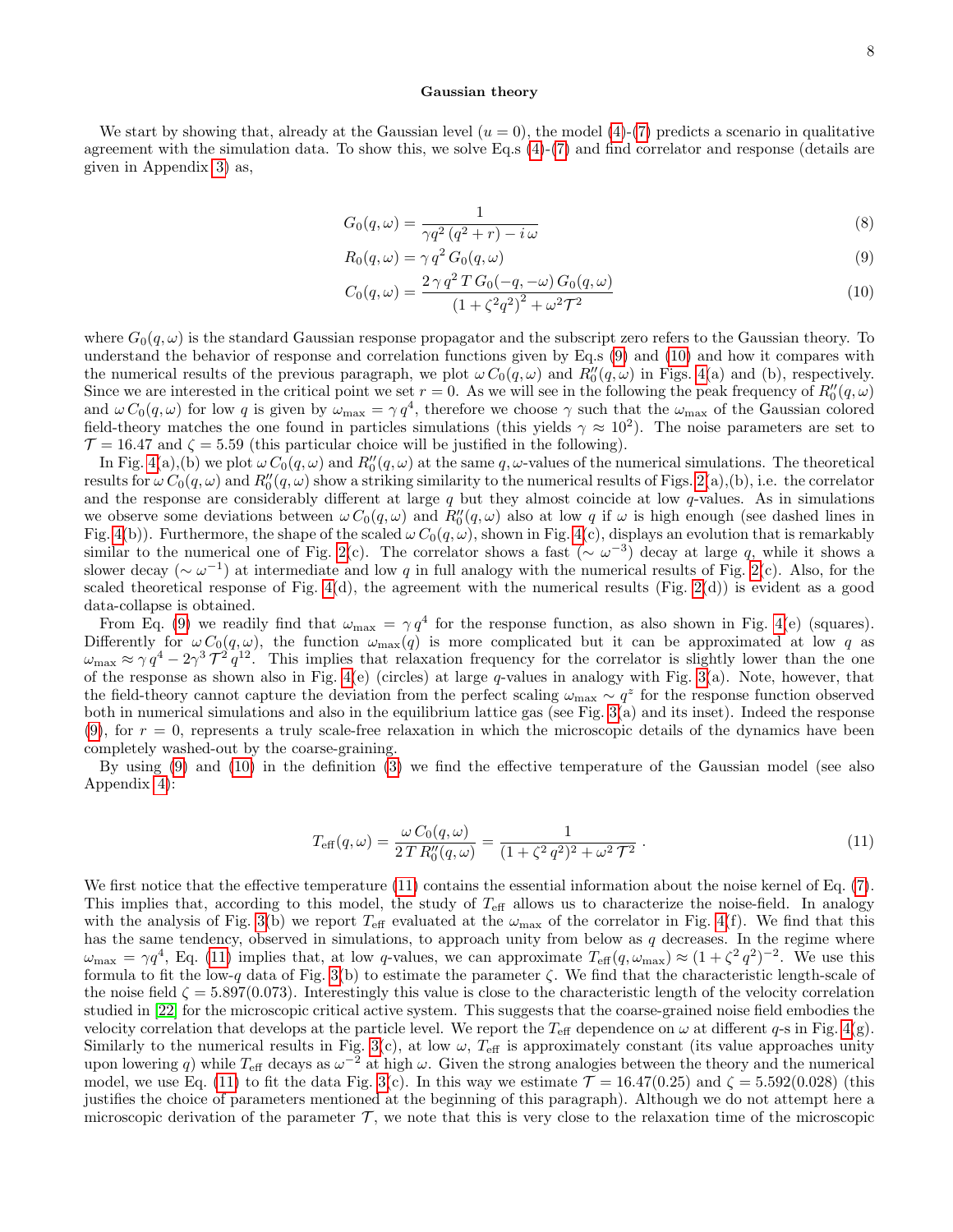**Gaussian theory**

We start by showing that, already at the Gaussian level ($u = 0$), the model (4)-(7) predicts a scenario in qualitative agreement with the simulation data. To show this, we solve Eq.s (4)-(7) and find correlator and response (details are given in Appendix 3) as,

$$G_0(q,\omega) = \frac{1}{\gamma q^2\,(q^2+r) - i\,\omega} \tag{8}$$

$$R_0(q,\omega) = \gamma\, q^2\, G_0(q,\omega) \tag{9}$$

$$C_0(q,\omega) = \frac{2\,\gamma\, q^2\, T\, G_0(-q,-\omega)\, G_0(q,\omega)}{\left(1+\zeta^2 q^2\right)^2 + \omega^2 \mathcal{T}^2} \tag{10}$$

where $G_0(q,\omega)$ is the standard Gaussian response propagator and the subscript zero refers to the Gaussian theory. To understand the behavior of response and correlation functions given by Eq.s (9) and (10) and how it compares with the numerical results of the previous paragraph, we plot $\omega\, C_0(q,\omega)$ and $R_0''(q,\omega)$ in Figs. 4(a) and (b), respectively. Since we are interested in the critical point we set $r = 0$. As we will see in the following the peak frequency of $R_0''(q,\omega)$ and $\omega\, C_0(q,\omega)$ for low $q$ is given by $\omega_{\max} = \gamma\, q^4$, therefore we choose $\gamma$ such that the $\omega_{\max}$ of the Gaussian colored field-theory matches the one found in particles simulations (this yields $\gamma \approx 10^2$). The noise parameters are set to $\mathcal{T} = 16.47$ and $\zeta = 5.59$ (this particular choice will be justified in the following).

In Fig. 4(a),(b) we plot $\omega\, C_0(q,\omega)$ and $R_0''(q,\omega)$ at the same $q,\omega$-values of the numerical simulations. The theoretical results for $\omega\, C_0(q,\omega)$ and $R_0''(q,\omega)$ show a striking similarity to the numerical results of Figs. 2(a),(b), i.e. the correlator and the response are considerably different at large $q$ but they almost coincide at low $q$-values. As in simulations we observe some deviations between $\omega\, C_0(q,\omega)$ and $R_0''(q,\omega)$ also at low $q$ if $\omega$ is high enough (see dashed lines in Fig. 4(b)). Furthermore, the shape of the scaled $\omega\, C_0(q,\omega)$, shown in Fig. 4(c), displays an evolution that is remarkably similar to the numerical one of Fig. 2(c). The correlator shows a fast ($\sim \omega^{-3}$) decay at large $q$, while it shows a slower decay ($\sim \omega^{-1}$) at intermediate and low $q$ in full analogy with the numerical results of Fig. 2(c). Also, for the scaled theoretical response of Fig. 4(d), the agreement with the numerical results (Fig. 2(d)) is evident as a good data-collapse is obtained.

From Eq. (9) we readily find that $\omega_{\max} = \gamma\, q^4$ for the response function, as also shown in Fig. 4(e) (squares). Differently for $\omega\, C_0(q,\omega)$, the function $\omega_{\max}(q)$ is more complicated but it can be approximated at low $q$ as $\omega_{\max} \approx \gamma\, q^4 - 2\gamma^3\, \mathcal{T}^2\, q^{12}$. This implies that relaxation frequency for the correlator is slightly lower than the one of the response as shown also in Fig. 4(e) (circles) at large $q$-values in analogy with Fig. 3(a). Note, however, that the field-theory cannot capture the deviation from the perfect scaling $\omega_{\max} \sim q^z$ for the response function observed both in numerical simulations and also in the equilibrium lattice gas (see Fig. 3(a) and its inset). Indeed the response (9), for $r = 0$, represents a truly scale-free relaxation in which the microscopic details of the dynamics have been completely washed-out by the coarse-graining.

By using (9) and (10) in the definition (3) we find the effective temperature of the Gaussian model (see also Appendix 4):

$$T_{\rm eff}(q,\omega) = \frac{\omega\, C_0(q,\omega)}{2\,T\, R_0''(q,\omega)} = \frac{1}{(1+\zeta^2\, q^2)^2 + \omega^2\, \mathcal{T}^2}\ . \tag{11}$$

We first notice that the effective temperature (11) contains the essential information about the noise kernel of Eq. (7). This implies that, according to this model, the study of $T_{\rm eff}$ allows us to characterize the noise-field. In analogy with the analysis of Fig. 3(b) we report $T_{\rm eff}$ evaluated at the $\omega_{\max}$ of the correlator in Fig. 4(f). We find that this has the same tendency, observed in simulations, to approach unity from below as $q$ decreases. In the regime where $\omega_{\max} = \gamma q^4$, Eq. (11) implies that, at low $q$-values, we can approximate $T_{\rm eff}(q,\omega_{\max}) \approx (1+\zeta^2\, q^2)^{-2}$. We use this formula to fit the low-$q$ data of Fig. 3(b) to estimate the parameter $\zeta$. We find that the characteristic length-scale of the noise field $\zeta = 5.897(0.073)$. Interestingly this value is close to the characteristic length of the velocity correlation studied in [22] for the microscopic critical active system. This suggests that the coarse-grained noise field embodies the velocity correlation that develops at the particle level. We report the $T_{\rm eff}$ dependence on $\omega$ at different $q$-s in Fig. 4(g). Similarly to the numerical results in Fig. 3(c), at low $\omega$, $T_{\rm eff}$ is approximately constant (its value approaches unity upon lowering $q$) while $T_{\rm eff}$ decays as $\omega^{-2}$ at high $\omega$. Given the strong analogies between the theory and the numerical model, we use Eq. (11) to fit the data Fig. 3(c). In this way we estimate $\mathcal{T} = 16.47(0.25)$ and $\zeta = 5.592(0.028)$ (this justifies the choice of parameters mentioned at the beginning of this paragraph). Although we do not attempt here a microscopic derivation of the parameter $\mathcal{T}$, we note that this is very close to the relaxation time of the microscopic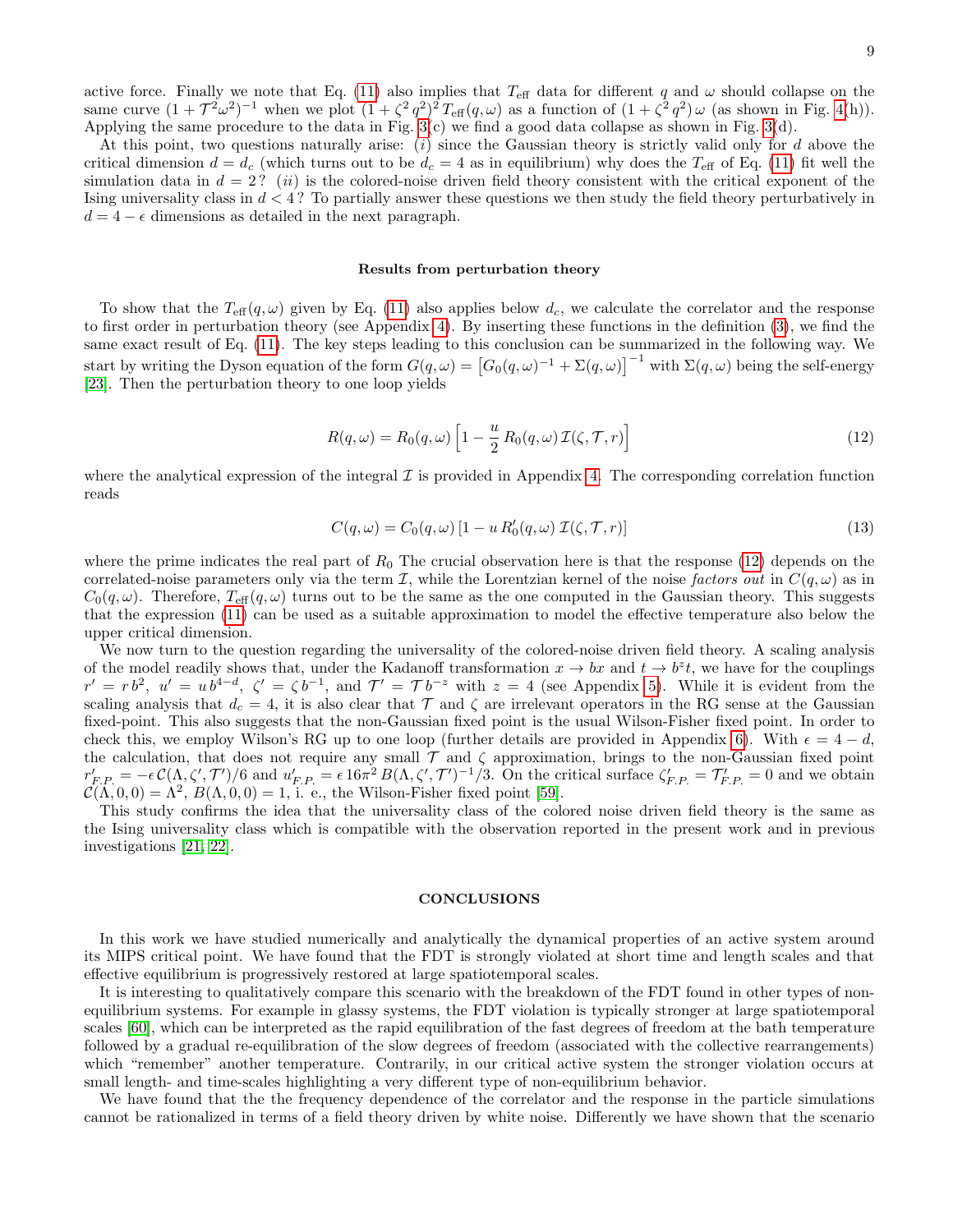active force. Finally we note that Eq. (11) also implies that $T_{\rm eff}$ data for different $q$ and $\omega$ should collapse on the same curve $(1+\mathcal{T}^2\omega^2)^{-1}$ when we plot $(1+\zeta^2 q^2)^2\, T_{\rm eff}(q,\omega)$ as a function of $(1+\zeta^2 q^2)\,\omega$ (as shown in Fig. 4(h)). Applying the same procedure to the data in Fig. 3(c) we find a good data collapse as shown in Fig. 3(d).

At this point, two questions naturally arise: $(i)$ since the Gaussian theory is strictly valid only for $d$ above the critical dimension $d = d_c$ (which turns out to be $d_c = 4$ as in equilibrium) why does the $T_{\rm eff}$ of Eq. (11) fit well the simulation data in $d = 2$? $(ii)$ is the colored-noise driven field theory consistent with the critical exponent of the Ising universality class in $d < 4$? To partially answer these questions we then study the field theory perturbatively in $d = 4 - \epsilon$ dimensions as detailed in the next paragraph.

## Results from perturbation theory

To show that the $T_{\rm eff}(q,\omega)$ given by Eq. (11) also applies below $d_c$, we calculate the correlator and the response to first order in perturbation theory (see Appendix 4). By inserting these functions in the definition (3), we find the same exact result of Eq. (11). The key steps leading to this conclusion can be summarized in the following way. We start by writing the Dyson equation of the form $G(q,\omega) = \left[G_0(q,\omega)^{-1} + \Sigma(q,\omega)\right]^{-1}$ with $\Sigma(q,\omega)$ being the self-energy [23]. Then the perturbation theory to one loop yields

$$R(q,\omega) = R_0(q,\omega)\left[1 - \frac{u}{2}\, R_0(q,\omega)\, \mathcal{I}(\zeta,\mathcal{T},r)\right] \tag{12}$$

where the analytical expression of the integral $\mathcal{I}$ is provided in Appendix 4. The corresponding correlation function reads

$$C(q,\omega) = C_0(q,\omega)\left[1 - u\, R_0'(q,\omega)\, \mathcal{I}(\zeta,\mathcal{T},r)\right] \tag{13}$$

where the prime indicates the real part of $R_0$ The crucial observation here is that the response (12) depends on the correlated-noise parameters only via the term $\mathcal{I}$, while the Lorentzian kernel of the noise *factors out* in $C(q,\omega)$ as in $C_0(q,\omega)$. Therefore, $T_{\rm eff}(q,\omega)$ turns out to be the same as the one computed in the Gaussian theory. This suggests that the expression (11) can be used as a suitable approximation to model the effective temperature also below the upper critical dimension.

We now turn to the question regarding the universality of the colored-noise driven field theory. A scaling analysis of the model readily shows that, under the Kadanoff transformation $x \to bx$ and $t \to b^z t$, we have for the couplings $r' = r\,b^2,\ u' = u\,b^{4-d},\ \zeta' = \zeta\,b^{-1}$, and $\mathcal{T}' = \mathcal{T}\,b^{-z}$ with $z = 4$ (see Appendix 5). While it is evident from the scaling analysis that $d_c = 4$, it is also clear that $\mathcal{T}$ and $\zeta$ are irrelevant operators in the RG sense at the Gaussian fixed-point. This also suggests that the non-Gaussian fixed point is the usual Wilson-Fisher fixed point. In order to check this, we employ Wilson's RG up to one loop (further details are provided in Appendix 6). With $\epsilon = 4 - d$, the calculation, that does not require any small $\mathcal{T}$ and $\zeta$ approximation, brings to the non-Gaussian fixed point $r'_{F.P.} = -\epsilon\,\mathcal{C}(\Lambda,\zeta',\mathcal{T}')/6$ and $u'_{F.P.} = \epsilon\, 16\pi^2\, B(\Lambda,\zeta',\mathcal{T}')^{-1}/3$. On the critical surface $\zeta'_{F.P.} = \mathcal{T}'_{F.P.} = 0$ and we obtain $\mathcal{C}(\Lambda,0,0) = \Lambda^2$, $B(\Lambda,0,0) = 1$, i. e., the Wilson-Fisher fixed point [59].

This study confirms the idea that the universality class of the colored noise driven field theory is the same as the Ising universality class which is compatible with the observation reported in the present work and in previous investigations [21, 22].

## CONCLUSIONS

In this work we have studied numerically and analytically the dynamical properties of an active system around its MIPS critical point. We have found that the FDT is strongly violated at short time and length scales and that effective equilibrium is progressively restored at large spatiotemporal scales.

It is interesting to qualitatively compare this scenario with the breakdown of the FDT found in other types of non-equilibrium systems. For example in glassy systems, the FDT violation is typically stronger at large spatiotemporal scales [60], which can be interpreted as the rapid equilibration of the fast degrees of freedom at the bath temperature followed by a gradual re-equilibration of the slow degrees of freedom (associated with the collective rearrangements) which "remember" another temperature. Contrarily, in our critical active system the stronger violation occurs at small length- and time-scales highlighting a very different type of non-equilibrium behavior.

We have found that the the frequency dependence of the correlator and the response in the particle simulations cannot be rationalized in terms of a field theory driven by white noise. Differently we have shown that the scenario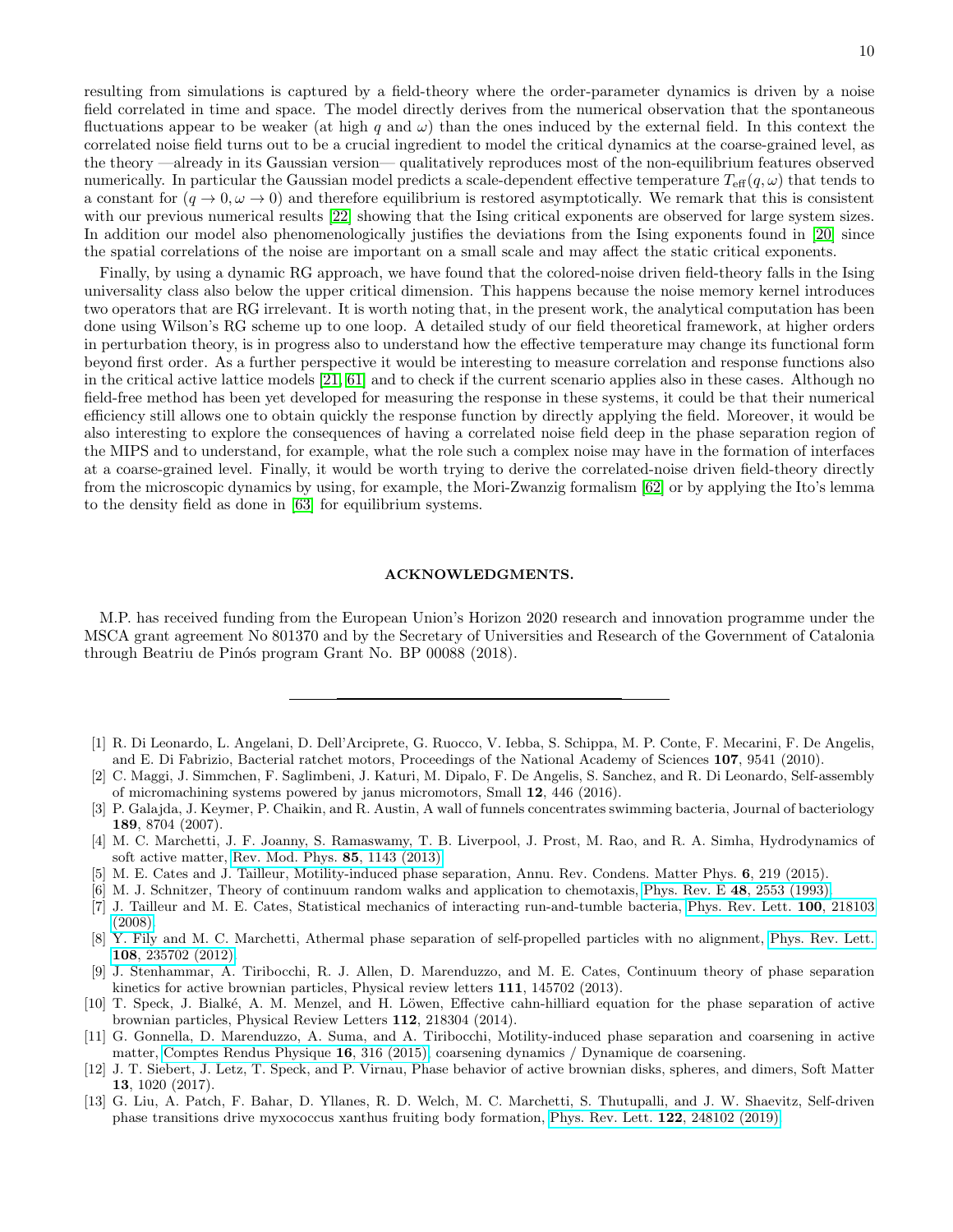resulting from simulations is captured by a field-theory where the order-parameter dynamics is driven by a noise field correlated in time and space. The model directly derives from the numerical observation that the spontaneous fluctuations appear to be weaker (at high $q$ and $\omega$) than the ones induced by the external field. In this context the correlated noise field turns out to be a crucial ingredient to model the critical dynamics at the coarse-grained level, as the theory —already in its Gaussian version— qualitatively reproduces most of the non-equilibrium features observed numerically. In particular the Gaussian model predicts a scale-dependent effective temperature $T_{\rm eff}(q,\omega)$ that tends to a constant for $(q \to 0, \omega \to 0)$ and therefore equilibrium is restored asymptotically. We remark that this is consistent with our previous numerical results [22] showing that the Ising critical exponents are observed for large system sizes. In addition our model also phenomenologically justifies the deviations from the Ising exponents found in [20] since the spatial correlations of the noise are important on a small scale and may affect the static critical exponents.

Finally, by using a dynamic RG approach, we have found that the colored-noise driven field-theory falls in the Ising universality class also below the upper critical dimension. This happens because the noise memory kernel introduces two operators that are RG irrelevant. It is worth noting that, in the present work, the analytical computation has been done using Wilson's RG scheme up to one loop. A detailed study of our field theoretical framework, at higher orders in perturbation theory, is in progress also to understand how the effective temperature may change its functional form beyond first order. As a further perspective it would be interesting to measure correlation and response functions also in the critical active lattice models [21, 61] and to check if the current scenario applies also in these cases. Although no field-free method has been yet developed for measuring the response in these systems, it could be that their numerical efficiency still allows one to obtain quickly the response function by directly applying the field. Moreover, it would be also interesting to explore the consequences of having a correlated noise field deep in the phase separation region of the MIPS and to understand, for example, what the role such a complex noise may have in the formation of interfaces at a coarse-grained level. Finally, it would be worth trying to derive the correlated-noise driven field-theory directly from the microscopic dynamics by using, for example, the Mori-Zwanzig formalism [62] or by applying the Ito's lemma to the density field as done in [63] for equilibrium systems.

## ACKNOWLEDGMENTS.

M.P. has received funding from the European Union's Horizon 2020 research and innovation programme under the MSCA grant agreement No 801370 and by the Secretary of Universities and Research of the Government of Catalonia through Beatriu de Pinós program Grant No. BP 00088 (2018).

---

[1] R. Di Leonardo, L. Angelani, D. Dell'Arciprete, G. Ruocco, V. Iebba, S. Schippa, M. P. Conte, F. Mecarini, F. De Angelis, and E. Di Fabrizio, Bacterial ratchet motors, Proceedings of the National Academy of Sciences **107**, 9541 (2010).

[2] C. Maggi, J. Simmchen, F. Saglimbeni, J. Katuri, M. Dipalo, F. De Angelis, S. Sanchez, and R. Di Leonardo, Self-assembly of micromachining systems powered by janus micromotors, Small **12**, 446 (2016).

[3] P. Galajda, J. Keymer, P. Chaikin, and R. Austin, A wall of funnels concentrates swimming bacteria, Journal of bacteriology **189**, 8704 (2007).

[4] M. C. Marchetti, J. F. Joanny, S. Ramaswamy, T. B. Liverpool, J. Prost, M. Rao, and R. A. Simha, Hydrodynamics of soft active matter, Rev. Mod. Phys. **85**, 1143 (2013).

[5] M. E. Cates and J. Tailleur, Motility-induced phase separation, Annu. Rev. Condens. Matter Phys. **6**, 219 (2015).

[6] M. J. Schnitzer, Theory of continuum random walks and application to chemotaxis, Phys. Rev. E **48**, 2553 (1993).

[7] J. Tailleur and M. E. Cates, Statistical mechanics of interacting run-and-tumble bacteria, Phys. Rev. Lett. **100**, 218103 (2008).

[8] Y. Fily and M. C. Marchetti, Athermal phase separation of self-propelled particles with no alignment, Phys. Rev. Lett. **108**, 235702 (2012).

[9] J. Stenhammar, A. Tiribocchi, R. J. Allen, D. Marenduzzo, and M. E. Cates, Continuum theory of phase separation kinetics for active brownian particles, Physical review letters **111**, 145702 (2013).

[10] T. Speck, J. Bialké, A. M. Menzel, and H. Löwen, Effective cahn-hilliard equation for the phase separation of active brownian particles, Physical Review Letters **112**, 218304 (2014).

[11] G. Gonnella, D. Marenduzzo, A. Suma, and A. Tiribocchi, Motility-induced phase separation and coarsening in active matter, Comptes Rendus Physique **16**, 316 (2015), coarsening dynamics / Dynamique de coarsening.

[12] J. T. Siebert, J. Letz, T. Speck, and P. Virnau, Phase behavior of active brownian disks, spheres, and dimers, Soft Matter **13**, 1020 (2017).

[13] G. Liu, A. Patch, F. Bahar, D. Yllanes, R. D. Welch, M. C. Marchetti, S. Thutupalli, and J. W. Shaevitz, Self-driven phase transitions drive myxococcus xanthus fruiting body formation, Phys. Rev. Lett. **122**, 248102 (2019).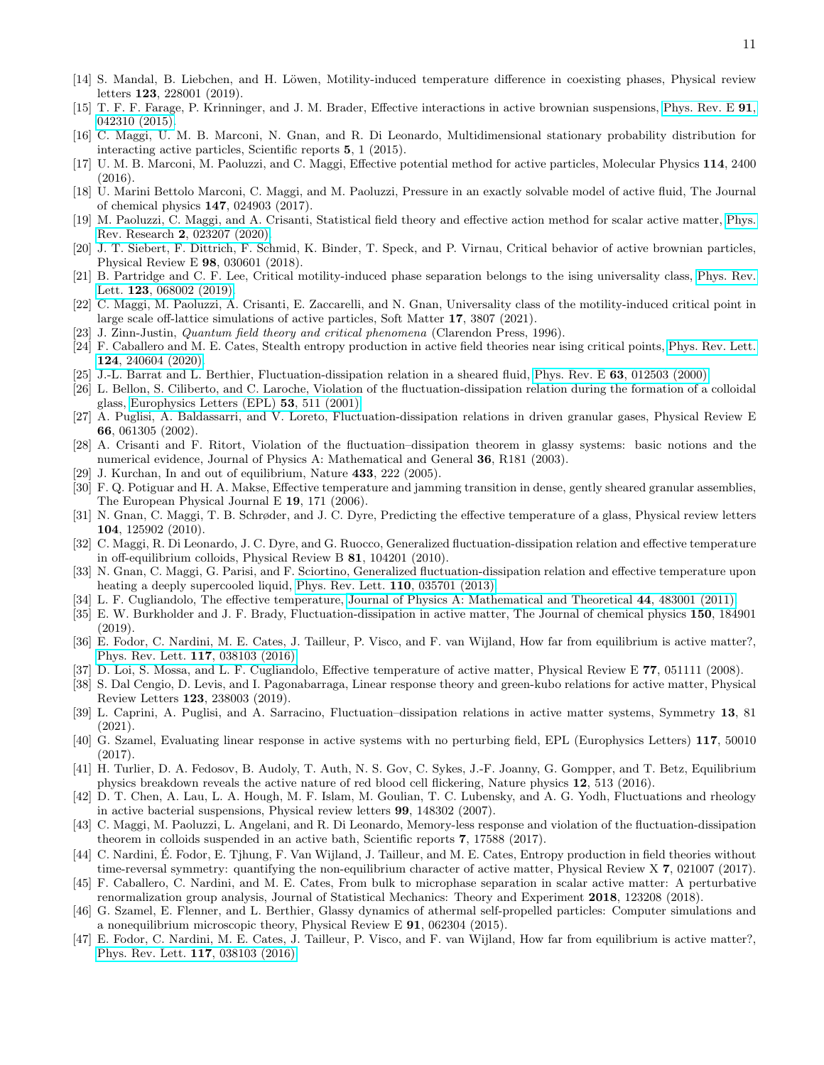[14] S. Mandal, B. Liebchen, and H. Löwen, Motility-induced temperature difference in coexisting phases, Physical review letters **123**, 228001 (2019).

[15] T. F. F. Farage, P. Krinninger, and J. M. Brader, Effective interactions in active brownian suspensions, Phys. Rev. E **91**, 042310 (2015).

[16] C. Maggi, U. M. B. Marconi, N. Gnan, and R. Di Leonardo, Multidimensional stationary probability distribution for interacting active particles, Scientific reports **5**, 1 (2015).

[17] U. M. B. Marconi, M. Paoluzzi, and C. Maggi, Effective potential method for active particles, Molecular Physics **114**, 2400 (2016).

[18] U. Marini Bettolo Marconi, C. Maggi, and M. Paoluzzi, Pressure in an exactly solvable model of active fluid, The Journal of chemical physics **147**, 024903 (2017).

[19] M. Paoluzzi, C. Maggi, and A. Crisanti, Statistical field theory and effective action method for scalar active matter, Phys. Rev. Research **2**, 023207 (2020).

[20] J. T. Siebert, F. Dittrich, F. Schmid, K. Binder, T. Speck, and P. Virnau, Critical behavior of active brownian particles, Physical Review E **98**, 030601 (2018).

[21] B. Partridge and C. F. Lee, Critical motility-induced phase separation belongs to the ising universality class, Phys. Rev. Lett. **123**, 068002 (2019).

[22] C. Maggi, M. Paoluzzi, A. Crisanti, E. Zaccarelli, and N. Gnan, Universality class of the motility-induced critical point in large scale off-lattice simulations of active particles, Soft Matter **17**, 3807 (2021).

[23] J. Zinn-Justin, *Quantum field theory and critical phenomena* (Clarendon Press, 1996).

[24] F. Caballero and M. E. Cates, Stealth entropy production in active field theories near ising critical points, Phys. Rev. Lett. **124**, 240604 (2020).

[25] J.-L. Barrat and L. Berthier, Fluctuation-dissipation relation in a sheared fluid, Phys. Rev. E **63**, 012503 (2000).

[26] L. Bellon, S. Ciliberto, and C. Laroche, Violation of the fluctuation-dissipation relation during the formation of a colloidal glass, Europhysics Letters (EPL) **53**, 511 (2001).

[27] A. Puglisi, A. Baldassarri, and V. Loreto, Fluctuation-dissipation relations in driven granular gases, Physical Review E **66**, 061305 (2002).

[28] A. Crisanti and F. Ritort, Violation of the fluctuation–dissipation theorem in glassy systems: basic notions and the numerical evidence, Journal of Physics A: Mathematical and General **36**, R181 (2003).

[29] J. Kurchan, In and out of equilibrium, Nature **433**, 222 (2005).

[30] F. Q. Potiguar and H. A. Makse, Effective temperature and jamming transition in dense, gently sheared granular assemblies, The European Physical Journal E **19**, 171 (2006).

[31] N. Gnan, C. Maggi, T. B. Schrøder, and J. C. Dyre, Predicting the effective temperature of a glass, Physical review letters **104**, 125902 (2010).

[32] C. Maggi, R. Di Leonardo, J. C. Dyre, and G. Ruocco, Generalized fluctuation-dissipation relation and effective temperature in off-equilibrium colloids, Physical Review B **81**, 104201 (2010).

[33] N. Gnan, C. Maggi, G. Parisi, and F. Sciortino, Generalized fluctuation-dissipation relation and effective temperature upon heating a deeply supercooled liquid, Phys. Rev. Lett. **110**, 035701 (2013).

[34] L. F. Cugliandolo, The effective temperature, Journal of Physics A: Mathematical and Theoretical **44**, 483001 (2011).

[35] E. W. Burkholder and J. F. Brady, Fluctuation-dissipation in active matter, The Journal of chemical physics **150**, 184901 (2019).

[36] E. Fodor, C. Nardini, M. E. Cates, J. Tailleur, P. Visco, and F. van Wijland, How far from equilibrium is active matter?, Phys. Rev. Lett. **117**, 038103 (2016).

[37] D. Loi, S. Mossa, and L. F. Cugliandolo, Effective temperature of active matter, Physical Review E **77**, 051111 (2008).

[38] S. Dal Cengio, D. Levis, and I. Pagonabarraga, Linear response theory and green-kubo relations for active matter, Physical Review Letters **123**, 238003 (2019).

[39] L. Caprini, A. Puglisi, and A. Sarracino, Fluctuation–dissipation relations in active matter systems, Symmetry **13**, 81 (2021).

[40] G. Szamel, Evaluating linear response in active systems with no perturbing field, EPL (Europhysics Letters) **117**, 50010 (2017).

[41] H. Turlier, D. A. Fedosov, B. Audoly, T. Auth, N. S. Gov, C. Sykes, J.-F. Joanny, G. Gompper, and T. Betz, Equilibrium physics breakdown reveals the active nature of red blood cell flickering, Nature physics **12**, 513 (2016).

[42] D. T. Chen, A. Lau, L. A. Hough, M. F. Islam, M. Goulian, T. C. Lubensky, and A. G. Yodh, Fluctuations and rheology in active bacterial suspensions, Physical review letters **99**, 148302 (2007).

[43] C. Maggi, M. Paoluzzi, L. Angelani, and R. Di Leonardo, Memory-less response and violation of the fluctuation-dissipation theorem in colloids suspended in an active bath, Scientific reports **7**, 17588 (2017).

[44] C. Nardini, É. Fodor, E. Tjhung, F. Van Wijland, J. Tailleur, and M. E. Cates, Entropy production in field theories without time-reversal symmetry: quantifying the non-equilibrium character of active matter, Physical Review X **7**, 021007 (2017).

[45] F. Caballero, C. Nardini, and M. E. Cates, From bulk to microphase separation in scalar active matter: A perturbative renormalization group analysis, Journal of Statistical Mechanics: Theory and Experiment **2018**, 123208 (2018).

[46] G. Szamel, E. Flenner, and L. Berthier, Glassy dynamics of athermal self-propelled particles: Computer simulations and a nonequilibrium microscopic theory, Physical Review E **91**, 062304 (2015).

[47] E. Fodor, C. Nardini, M. E. Cates, J. Tailleur, P. Visco, and F. van Wijland, How far from equilibrium is active matter?, Phys. Rev. Lett. **117**, 038103 (2016).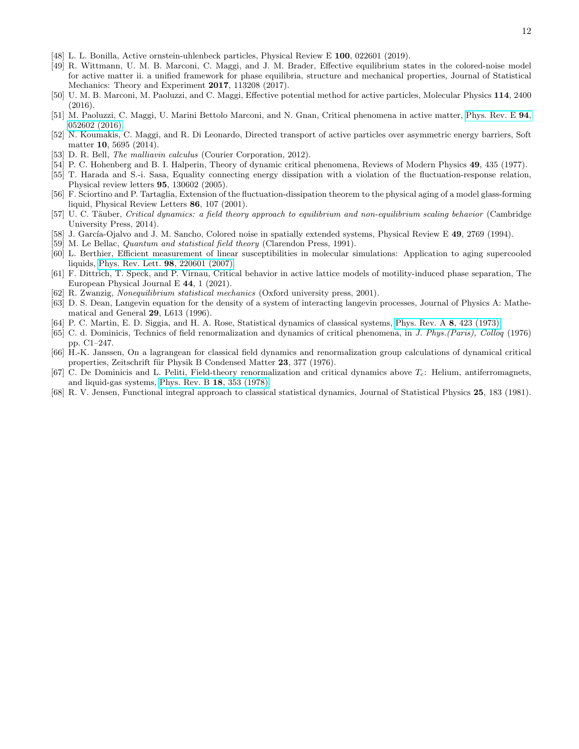[48] L. L. Bonilla, Active ornstein-uhlenbeck particles, Physical Review E **100**, 022601 (2019).

[49] R. Wittmann, U. M. B. Marconi, C. Maggi, and J. M. Brader, Effective equilibrium states in the colored-noise model for active matter ii. a unified framework for phase equilibria, structure and mechanical properties, Journal of Statistical Mechanics: Theory and Experiment **2017**, 113208 (2017).

[50] U. M. B. Marconi, M. Paoluzzi, and C. Maggi, Effective potential method for active particles, Molecular Physics **114**, 2400 (2016).

[51] M. Paoluzzi, C. Maggi, U. Marini Bettolo Marconi, and N. Gnan, Critical phenomena in active matter, Phys. Rev. E **94**, 052602 (2016).

[52] N. Koumakis, C. Maggi, and R. Di Leonardo, Directed transport of active particles over asymmetric energy barriers, Soft matter **10**, 5695 (2014).

[53] D. R. Bell, *The malliavin calculus* (Courier Corporation, 2012).

[54] P. C. Hohenberg and B. I. Halperin, Theory of dynamic critical phenomena, Reviews of Modern Physics **49**, 435 (1977).

[55] T. Harada and S.-i. Sasa, Equality connecting energy dissipation with a violation of the fluctuation-response relation, Physical review letters **95**, 130602 (2005).

[56] F. Sciortino and P. Tartaglia, Extension of the fluctuation-dissipation theorem to the physical aging of a model glass-forming liquid, Physical Review Letters **86**, 107 (2001).

[57] U. C. Täuber, *Critical dynamics: a field theory approach to equilibrium and non-equilibrium scaling behavior* (Cambridge University Press, 2014).

[58] J. García-Ojalvo and J. M. Sancho, Colored noise in spatially extended systems, Physical Review E **49**, 2769 (1994).

[59] M. Le Bellac, *Quantum and statistical field theory* (Clarendon Press, 1991).

[60] L. Berthier, Efficient measurement of linear susceptibilities in molecular simulations: Application to aging supercooled liquids, Phys. Rev. Lett. **98**, 220601 (2007).

[61] F. Dittrich, T. Speck, and P. Virnau, Critical behavior in active lattice models of motility-induced phase separation, The European Physical Journal E **44**, 1 (2021).

[62] R. Zwanzig, *Nonequilibrium statistical mechanics* (Oxford university press, 2001).

[63] D. S. Dean, Langevin equation for the density of a system of interacting langevin processes, Journal of Physics A: Mathematical and General **29**, L613 (1996).

[64] P. C. Martin, E. D. Siggia, and H. A. Rose, Statistical dynamics of classical systems, Phys. Rev. A **8**, 423 (1973).

[65] C. d. Dominicis, Technics of field renormalization and dynamics of critical phenomena, in *J. Phys.(Paris), Colloq* (1976) pp. C1–247.

[66] H.-K. Janssen, On a lagrangean for classical field dynamics and renormalization group calculations of dynamical critical properties, Zeitschrift für Physik B Condensed Matter **23**, 377 (1976).

[67] C. De Dominicis and L. Peliti, Field-theory renormalization and critical dynamics above $T_c$: Helium, antiferromagnets, and liquid-gas systems, Phys. Rev. B **18**, 353 (1978).

[68] R. V. Jensen, Functional integral approach to classical statistical dynamics, Journal of Statistical Physics **25**, 183 (1981).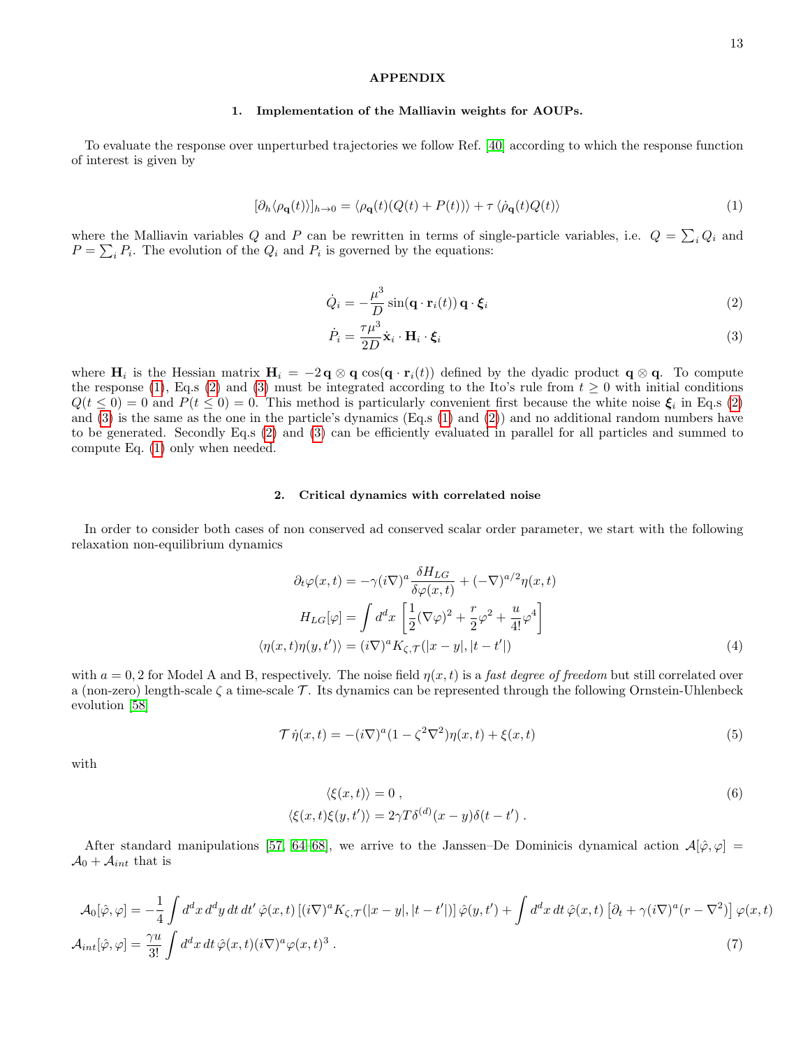# APPENDIX

## 1. Implementation of the Malliavin weights for AOUPs.

To evaluate the response over unperturbed trajectories we follow Ref. [40] according to which the response function of interest is given by

$$[\partial_h \langle \rho_{\mathbf{q}}(t)\rangle]_{h\to 0} = \langle \rho_{\mathbf{q}}(t)(Q(t)+P(t))\rangle + \tau\, \langle \dot{\rho}_{\mathbf{q}}(t) Q(t)\rangle \tag{1}$$

where the Malliavin variables $Q$ and $P$ can be rewritten in terms of single-particle variables, i.e. $Q = \sum_i Q_i$ and $P = \sum_i P_i$. The evolution of the $Q_i$ and $P_i$ is governed by the equations:

$$\dot{Q}_i = -\frac{\mu^3}{D}\sin(\mathbf{q}\cdot\mathbf{r}_i(t))\,\mathbf{q}\cdot\boldsymbol{\xi}_i \tag{2}$$

$$\dot{P}_i = \frac{\tau\mu^3}{2D}\dot{\mathbf{x}}_i\cdot\mathbf{H}_i\cdot\boldsymbol{\xi}_i \tag{3}$$

where $\mathbf{H}_i$ is the Hessian matrix $\mathbf{H}_i = -2\,\mathbf{q}\otimes\mathbf{q}\cos(\mathbf{q}\cdot\mathbf{r}_i(t))$ defined by the dyadic product $\mathbf{q}\otimes\mathbf{q}$. To compute the response (1), Eq.s (2) and (3) must be integrated according to the Ito's rule from $t \geq 0$ with initial conditions $Q(t\leq 0)=0$ and $P(t\leq 0)=0$. This method is particularly convenient first because the white noise $\boldsymbol{\xi}_i$ in Eq.s (2) and (3) is the same as the one in the particle's dynamics (Eq.s (1) and (2)) and no additional random numbers have to be generated. Secondly Eq.s (2) and (3) can be efficiently evaluated in parallel for all particles and summed to compute Eq. (1) only when needed.

## 2. Critical dynamics with correlated noise

In order to consider both cases of non conserved ad conserved scalar order parameter, we start with the following relaxation non-equilibrium dynamics

$$\begin{aligned}
\partial_t\varphi(x,t) &= -\gamma(i\nabla)^a\frac{\delta H_{LG}}{\delta\varphi(x,t)} + (-\nabla)^{a/2}\eta(x,t) \\
H_{LG}[\varphi] &= \int d^dx\,\left[\frac{1}{2}(\nabla\varphi)^2 + \frac{r}{2}\varphi^2 + \frac{u}{4!}\varphi^4\right] \\
\langle\eta(x,t)\eta(y,t')\rangle &= (i\nabla)^a K_{\zeta,\mathcal{T}}(|x-y|,|t-t'|)
\end{aligned} \tag{4}$$

with $a=0,2$ for Model A and B, respectively. The noise field $\eta(x,t)$ is a *fast degree of freedom* but still correlated over a (non-zero) length-scale $\zeta$ a time-scale $\mathcal{T}$. Its dynamics can be represented through the following Ornstein-Uhlenbeck evolution [58]

$$\mathcal{T}\,\dot{\eta}(x,t) = -(i\nabla)^a(1-\zeta^2\nabla^2)\eta(x,t) + \xi(x,t) \tag{5}$$

with

$$\begin{aligned}
\langle\xi(x,t)\rangle &= 0\ , \\
\langle\xi(x,t)\xi(y,t')\rangle &= 2\gamma T\delta^{(d)}(x-y)\delta(t-t')\ .
\end{aligned} \tag{6}$$

After standard manipulations [57, 64–68], we arrive to the Janssen–De Dominicis dynamical action $\mathcal{A}[\hat{\varphi},\varphi] = \mathcal{A}_0 + \mathcal{A}_{int}$ that is

$$\begin{aligned}
\mathcal{A}_0[\hat{\varphi},\varphi] &= -\frac{1}{4}\int d^dx\,d^dy\,dt\,dt'\,\hat{\varphi}(x,t)\left[(i\nabla)^a K_{\zeta,\mathcal{T}}(|x-y|,|t-t'|)\right]\hat{\varphi}(y,t') + \int d^dx\,dt\,\hat{\varphi}(x,t)\left[\partial_t + \gamma(i\nabla)^a(r-\nabla^2)\right]\varphi(x,t) \\
\mathcal{A}_{int}[\hat{\varphi},\varphi] &= \frac{\gamma u}{3!}\int d^dx\,dt\,\hat{\varphi}(x,t)(i\nabla)^a\varphi(x,t)^3\ .
\end{aligned} \tag{7}$$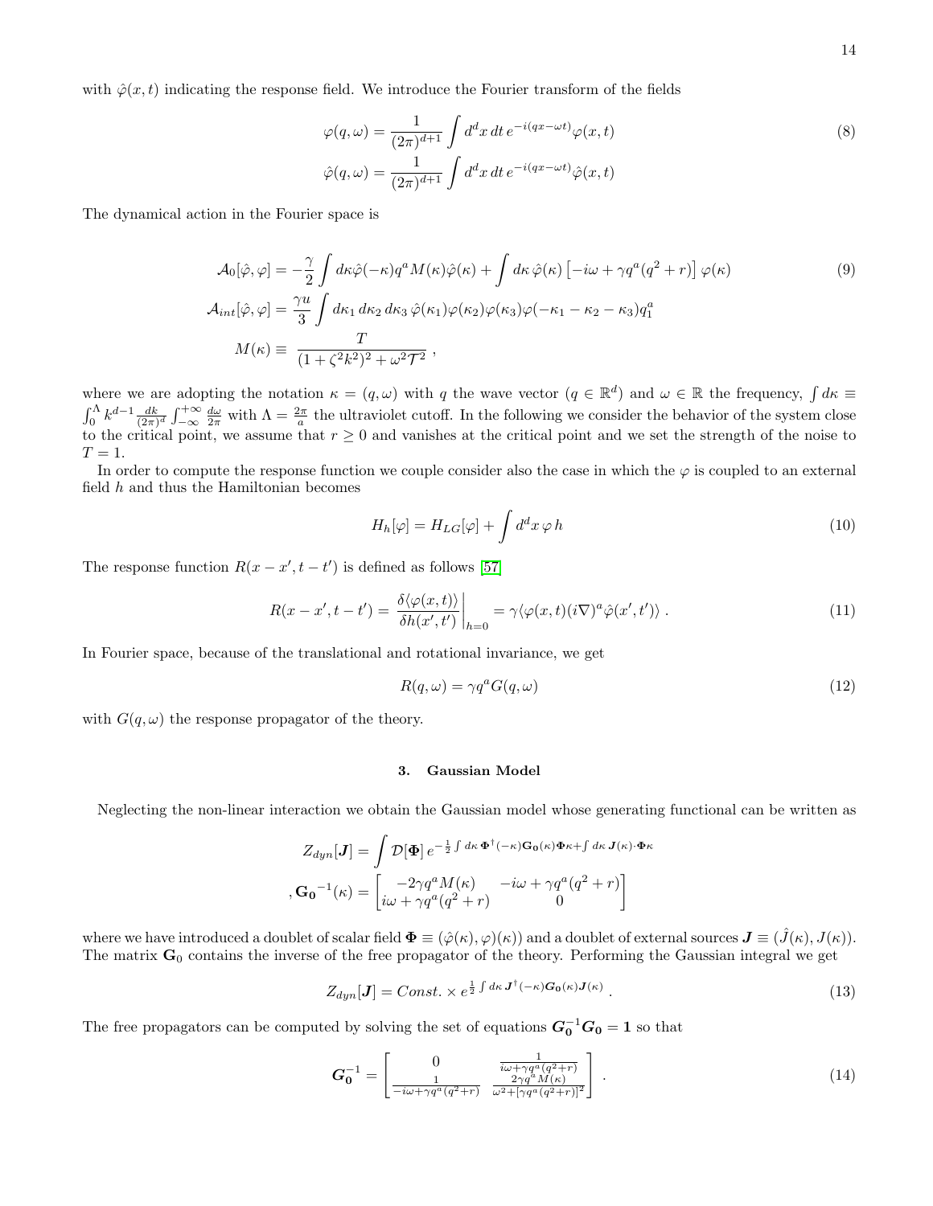with $\hat{\varphi}(x,t)$ indicating the response field. We introduce the Fourier transform of the fields

$$
\begin{aligned}
\varphi(q,\omega) &= \frac{1}{(2\pi)^{d+1}} \int d^d x \, dt \, e^{-i(qx-\omega t)} \varphi(x,t) \\
\hat{\varphi}(q,\omega) &= \frac{1}{(2\pi)^{d+1}} \int d^d x \, dt \, e^{-i(qx-\omega t)} \hat{\varphi}(x,t)
\end{aligned}
\tag{8}
$$

The dynamical action in the Fourier space is

$$
\begin{aligned}
\mathcal{A}_0[\hat{\varphi},\varphi] &= -\frac{\gamma}{2} \int d\kappa \hat{\varphi}(-\kappa) q^a M(\kappa) \hat{\varphi}(\kappa) + \int d\kappa \, \hat{\varphi}(\kappa) \left[ -i\omega + \gamma q^a (q^2 + r) \right] \varphi(\kappa) \\
\mathcal{A}_{int}[\hat{\varphi},\varphi] &= \frac{\gamma u}{3} \int d\kappa_1 \, d\kappa_2 \, d\kappa_3 \, \hat{\varphi}(\kappa_1) \varphi(\kappa_2) \varphi(\kappa_3) \varphi(-\kappa_1 - \kappa_2 - \kappa_3) q_1^a \\
M(\kappa) &\equiv \frac{T}{(1+\zeta^2 k^2)^2 + \omega^2 \mathcal{T}^2} \; ,
\end{aligned}
\tag{9}
$$

where we are adopting the notation $\kappa = (q,\omega)$ with $q$ the wave vector ($q \in \mathbb{R}^d$) and $\omega \in \mathbb{R}$ the frequency, $\int d\kappa \equiv \int_0^\Lambda k^{d-1} \frac{dk}{(2\pi)^d} \int_{-\infty}^{+\infty} \frac{d\omega}{2\pi}$ with $\Lambda = \frac{2\pi}{a}$ the ultraviolet cutoff. In the following we consider the behavior of the system close to the critical point, we assume that $r \geq 0$ and vanishes at the critical point and we set the strength of the noise to $T = 1$.

In order to compute the response function we couple consider also the case in which the $\varphi$ is coupled to an external field $h$ and thus the Hamiltonian becomes

$$
H_h[\varphi] = H_{LG}[\varphi] + \int d^d x \, \varphi \, h
\tag{10}
$$

The response function $R(x-x', t-t')$ is defined as follows [57]

$$
R(x-x', t-t') = \left. \frac{\delta \langle \varphi(x,t) \rangle}{\delta h(x',t')} \right|_{h=0} = \gamma \langle \varphi(x,t) (i\nabla)^a \hat{\varphi}(x',t') \rangle \; .
\tag{11}
$$

In Fourier space, because of the translational and rotational invariance, we get

$$
R(q,\omega) = \gamma q^a G(q,\omega)
\tag{12}
$$

with $G(q,\omega)$ the response propagator of the theory.

### 3. Gaussian Model

Neglecting the non-linear interaction we obtain the Gaussian model whose generating functional can be written as

$$
\begin{aligned}
Z_{dyn}[\boldsymbol{J}] &= \int \mathcal{D}[\boldsymbol{\Phi}] \, e^{-\frac{1}{2} \int d\kappa \, \boldsymbol{\Phi}^\dagger(-\kappa) \mathbf{G_0}(\kappa) \boldsymbol{\Phi}\kappa + \int d\kappa \, \boldsymbol{J}(\kappa) \cdot \boldsymbol{\Phi}\kappa} \\
, \mathbf{G_0}^{-1}(\kappa) &= \begin{bmatrix} -2\gamma q^a M(\kappa) & -i\omega + \gamma q^a (q^2 + r) \\ i\omega + \gamma q^a (q^2 + r) & 0 \end{bmatrix}
\end{aligned}
$$

where we have introduced a doublet of scalar field $\boldsymbol{\Phi} \equiv (\hat{\varphi}(\kappa), \varphi)(\kappa))$ and a doublet of external sources $\boldsymbol{J} \equiv (\hat{J}(\kappa), J(\kappa))$. The matrix $\mathbf{G}_0$ contains the inverse of the free propagator of the theory. Performing the Gaussian integral we get

$$
Z_{dyn}[\boldsymbol{J}] = Const. \times e^{\frac{1}{2} \int d\kappa \, \boldsymbol{J}^\dagger(-\kappa) \boldsymbol{G_0}(\kappa) \boldsymbol{J}(\kappa)} \; .
\tag{13}
$$

The free propagators can be computed by solving the set of equations $\boldsymbol{G_0^{-1}} \boldsymbol{G_0} = \mathbf{1}$ so that

$$
\boldsymbol{G_0^{-1}} = \begin{bmatrix} 0 & \frac{1}{i\omega + \gamma q^a (q^2 + r)} \\ \frac{1}{-i\omega + \gamma q^a (q^2 + r)} & \frac{2\gamma q^a M(\kappa)}{\omega^2 + [\gamma q^a (q^2 + r)]^2} \end{bmatrix} \; .
\tag{14}
$$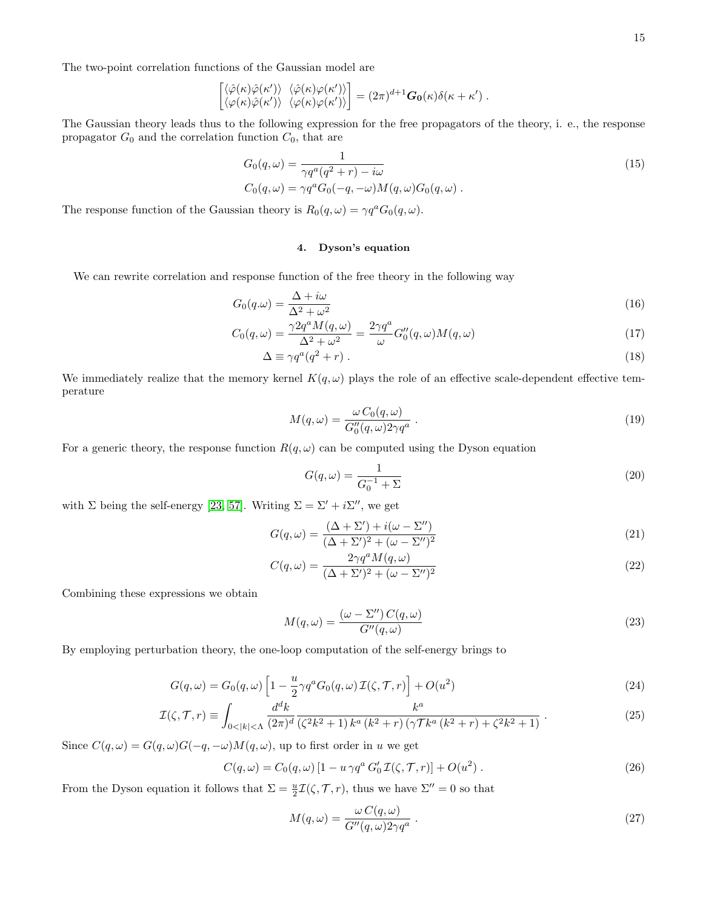The two-point correlation functions of the Gaussian model are

$$
\begin{bmatrix} \langle \hat{\varphi}(\kappa)\hat{\varphi}(\kappa')\rangle & \langle \hat{\varphi}(\kappa)\varphi(\kappa')\rangle \\ \langle \varphi(\kappa)\hat{\varphi}(\kappa')\rangle & \langle \varphi(\kappa)\varphi(\kappa')\rangle \end{bmatrix} = (2\pi)^{d+1} \boldsymbol{G_0}(\kappa)\delta(\kappa+\kappa') \; .
$$

The Gaussian theory leads thus to the following expression for the free propagators of the theory, i. e., the response propagator $G_0$ and the correlation function $C_0$, that are

$$
\begin{aligned}
G_0(q,\omega) &= \frac{1}{\gamma q^a (q^2+r) - i\omega} \\
C_0(q,\omega) &= \gamma q^a G_0(-q,-\omega) M(q,\omega) G_0(q,\omega) \; .
\end{aligned} \tag{15}
$$

The response function of the Gaussian theory is $R_0(q,\omega) = \gamma q^a G_0(q,\omega)$.

#### 4. Dyson's equation

We can rewrite correlation and response function of the free theory in the following way

$$
G_0(q.\omega) = \frac{\Delta + i\omega}{\Delta^2 + \omega^2} \tag{16}
$$

$$
C_0(q,\omega) = \frac{\gamma 2 q^a M(q,\omega)}{\Delta^2+\omega^2} = \frac{2\gamma q^a}{\omega} G_0''(q,\omega) M(q,\omega) \tag{17}
$$

$$
\Delta \equiv \gamma q^a (q^2 + r) \; . \tag{18}
$$

We immediately realize that the memory kernel $K(q,\omega)$ plays the role of an effective scale-dependent effective temperature

$$
M(q,\omega) = \frac{\omega\, C_0(q,\omega)}{G_0''(q,\omega) 2\gamma q^a} \; . \tag{19}
$$

For a generic theory, the response function $R(q,\omega)$ can be computed using the Dyson equation

$$
G(q,\omega) = \frac{1}{G_0^{-1} + \Sigma} \tag{20}
$$

with $\Sigma$ being the self-energy [23, 57]. Writing $\Sigma = \Sigma' + i\Sigma''$, we get

$$
G(q,\omega) = \frac{(\Delta + \Sigma') + i(\omega - \Sigma'')}{(\Delta+\Sigma')^2 + (\omega - \Sigma'')^2} \tag{21}
$$

$$
C(q,\omega) = \frac{2\gamma q^a M(q,\omega)}{(\Delta+\Sigma')^2 + (\omega - \Sigma'')^2} \tag{22}
$$

Combining these expressions we obtain

$$
M(q,\omega) = \frac{(\omega - \Sigma'')\, C(q,\omega)}{G''(q,\omega)} \tag{23}
$$

By employing perturbation theory, the one-loop computation of the self-energy brings to

$$
G(q,\omega) = G_0(q,\omega) \left[ 1 - \frac{u}{2} \gamma q^a G_0(q,\omega) \mathcal{I}(\zeta, \mathcal{T}, r) \right] + O(u^2) \tag{24}
$$

$$
\mathcal{I}(\zeta,\mathcal{T},r) \equiv \int_{0<|k|<\Lambda} \frac{d^d k}{(2\pi)^d} \frac{k^a}{(\zeta^2 k^2 + 1)\, k^a\, (k^2+r)\, (\gamma \mathcal{T} k^a\, (k^2+r) + \zeta^2 k^2 + 1)} \; . \tag{25}
$$

Since $C(q,\omega) = G(q,\omega) G(-q,-\omega) M(q,\omega)$, up to first order in $u$ we get

$$
C(q,\omega) = C_0(q,\omega) \left[ 1 - u\, \gamma q^a\, G_0' \, \mathcal{I}(\zeta,\mathcal{T},r) \right] + O(u^2) \; . \tag{26}
$$

From the Dyson equation it follows that $\Sigma = \frac{u}{2} \mathcal{I}(\zeta,\mathcal{T},r)$, thus we have $\Sigma'' = 0$ so that

$$
M(q,\omega) = \frac{\omega\, C(q,\omega)}{G''(q,\omega) 2\gamma q^a} \; . \tag{27}
$$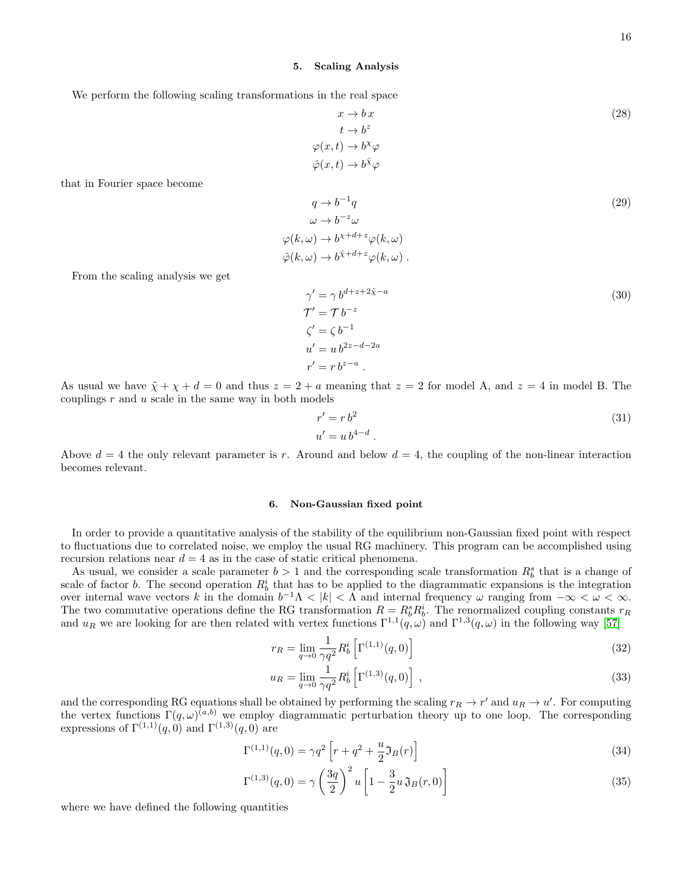### 5. Scaling Analysis

We perform the following scaling transformations in the real space

$$
\begin{aligned}
x &\to b\,x \\
t &\to b^{z} \\
\varphi(x,t) &\to b^{\chi}\varphi \\
\hat{\varphi}(x,t) &\to b^{\tilde{\chi}}\varphi
\end{aligned}
\tag{28}
$$

that in Fourier space become

$$
\begin{aligned}
q &\to b^{-1}q \\
\omega &\to b^{-z}\omega \\
\varphi(k,\omega) &\to b^{\chi+d+z}\varphi(k,\omega) \\
\hat{\varphi}(k,\omega) &\to b^{\hat{\chi}+d+z}\varphi(k,\omega)\,.
\end{aligned}
\tag{29}
$$

From the scaling analysis we get

$$
\begin{aligned}
\gamma' &= \gamma\, b^{d+z+2\tilde{\chi}-a} \\
\mathcal{T}' &= \mathcal{T}\, b^{-z} \\
\zeta' &= \zeta\, b^{-1} \\
u' &= u\, b^{2z-d-2a} \\
r' &= r\, b^{z-a}\,.
\end{aligned}
\tag{30}
$$

As usual we have $\tilde{\chi}+\chi+d=0$ and thus $z=2+a$ meaning that $z=2$ for model A, and $z=4$ in model B. The couplings $r$ and $u$ scale in the same way in both models

$$
\begin{aligned}
r' &= r\, b^{2} \\
u' &= u\, b^{4-d}\,.
\end{aligned}
\tag{31}
$$

Above $d=4$ the only relevant parameter is $r$. Around and below $d=4$, the coupling of the non-linear interaction becomes relevant.

### 6. Non-Gaussian fixed point

In order to provide a quantitative analysis of the stability of the equilibrium non-Gaussian fixed point with respect to fluctuations due to correlated noise, we employ the usual RG machinery. This program can be accomplished using recursion relations near $d=4$ as in the case of static critical phenomena.

As usual, we consider a scale parameter $b>1$ and the corresponding scale transformation $R_b^s$ that is a change of scale of factor $b$. The second operation $R_b^i$ that has to be applied to the diagrammatic expansions is the integration over internal wave vectors $k$ in the domain $b^{-1}\Lambda < |k| < \Lambda$ and internal frequency $\omega$ ranging from $-\infty < \omega < \infty$. The two commutative operations define the RG transformation $R = R_b^s R_b^i$. The renormalized coupling constants $r_R$ and $u_R$ we are looking for are then related with vertex functions $\Gamma^{1,1}(q,\omega)$ and $\Gamma^{1,3}(q,\omega)$ in the following way [57]

$$
r_R = \lim_{q\to 0}\frac{1}{\gamma q^2}R_b^i\left[\Gamma^{(1,1)}(q,0)\right]
\tag{32}
$$

$$
u_R = \lim_{q\to 0}\frac{1}{\gamma q^2}R_b^i\left[\Gamma^{(1,3)}(q,0)\right]\,,
\tag{33}
$$

and the corresponding RG equations shall be obtained by performing the scaling $r_R \to r'$ and $u_R \to u'$. For computing the vertex functions $\Gamma(q,\omega)^{(a,b)}$ we employ diagrammatic perturbation theory up to one loop. The corresponding expressions of $\Gamma^{(1,1)}(q,0)$ and $\Gamma^{(1,3)}(q,0)$ are

$$
\Gamma^{(1,1)}(q,0) = \gamma q^2\left[r + q^2 + \frac{u}{2}\mathfrak{I}_B(r)\right]
\tag{34}
$$

$$
\Gamma^{(1,3)}(q,0) = \gamma\left(\frac{3q}{2}\right)^2 u\left[1 - \frac{3}{2}u\,\mathfrak{J}_B(r,0)\right]
\tag{35}
$$

where we have defined the following quantities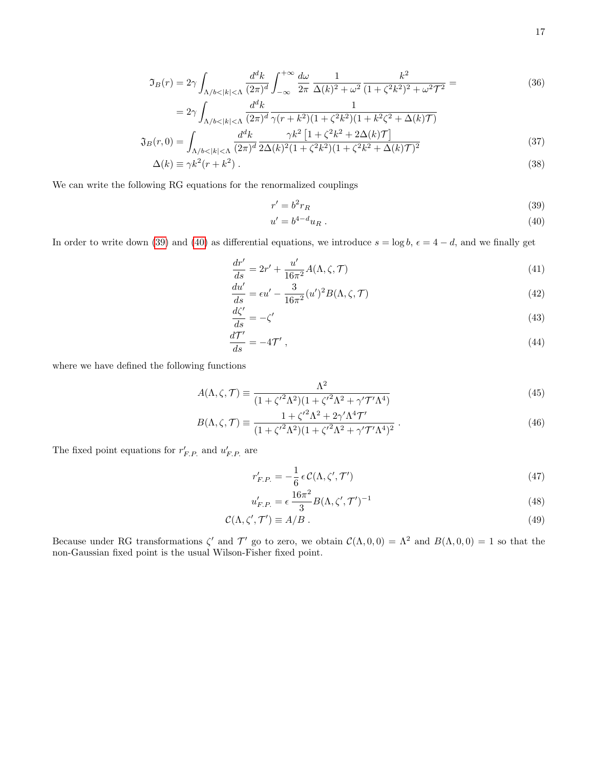$$
\begin{aligned}
\mathfrak{I}_B(r) &= 2\gamma \int_{\Lambda/b<|k|<\Lambda} \frac{d^d k}{(2\pi)^d} \int_{-\infty}^{+\infty} \frac{d\omega}{2\pi} \, \frac{1}{\Delta(k)^2+\omega^2} \, \frac{k^2}{(1+\zeta^2 k^2)^2 + \omega^2 \mathcal{T}^2} = \qquad (36)\\
&= 2\gamma \int_{\Lambda/b<|k|<\Lambda} \frac{d^d k}{(2\pi)^d} \frac{1}{\gamma(r+k^2)(1+\zeta^2 k^2)(1+k^2\zeta^2+\Delta(k)\mathcal{T})}
\end{aligned}
$$

$$
\mathfrak{J}_B(r,0) = \int_{\Lambda/b<|k|<\Lambda} \frac{d^d k}{(2\pi)^d} \frac{\gamma k^2 \left[1+\zeta^2 k^2 + 2\Delta(k)\mathcal{T}\right]}{2\Delta(k)^2(1+\zeta^2 k^2)(1+\zeta^2 k^2+\Delta(k)\mathcal{T})^2} \qquad (37)
$$

$$
\Delta(k) \equiv \gamma k^2 (r+k^2) \, . \qquad (38)
$$

We can write the following RG equations for the renormalized couplings

$$
r' = b^2 r_R \qquad (39)
$$

$$
u' = b^{4-d} u_R \, . \qquad (40)
$$

In order to write down (39) and (40) as differential equations, we introduce $s = \log b$, $\epsilon = 4-d$, and we finally get

$$
\frac{dr'}{ds} = 2r' + \frac{u'}{16\pi^2} A(\Lambda, \zeta, \mathcal{T}) \qquad (41)
$$

$$
\frac{du'}{ds} = \epsilon u' - \frac{3}{16\pi^2} (u')^2 B(\Lambda, \zeta, \mathcal{T}) \qquad (42)
$$

$$
\frac{d\zeta'}{ds} = -\zeta' \qquad (43)
$$

$$
\frac{d\mathcal{T}'}{ds} = -4\mathcal{T}' \, , \qquad (44)
$$

where we have defined the following functions

$$
A(\Lambda, \zeta, \mathcal{T}) \equiv \frac{\Lambda^2}{(1+{\zeta'}^2\Lambda^2)(1+{\zeta'}^2\Lambda^2+\gamma'\mathcal{T}'\Lambda^4)} \qquad (45)
$$

$$
B(\Lambda, \zeta, \mathcal{T}) \equiv \frac{1+{\zeta'}^2\Lambda^2 + 2\gamma'\Lambda^4\mathcal{T}'}{(1+{\zeta'}^2\Lambda^2)(1+{\zeta'}^2\Lambda^2+\gamma'\mathcal{T}'\Lambda^4)^2} \, . \qquad (46)
$$

The fixed point equations for $r'_{F.P.}$ and $u'_{F.P.}$ are

$$
r'_{F.P.} = -\frac{1}{6}\, \epsilon \, \mathcal{C}(\Lambda, \zeta', \mathcal{T}') \qquad (47)
$$

$$
u'_{F.P.} = \epsilon \, \frac{16\pi^2}{3} B(\Lambda, \zeta', \mathcal{T}')^{-1} \qquad (48)
$$

$$
\mathcal{C}(\Lambda, \zeta', \mathcal{T}') \equiv A/B \, . \qquad (49)
$$

Because under RG transformations $\zeta'$ and $\mathcal{T}'$ go to zero, we obtain $\mathcal{C}(\Lambda, 0, 0) = \Lambda^2$ and $B(\Lambda, 0, 0) = 1$ so that the non-Gaussian fixed point is the usual Wilson-Fisher fixed point.